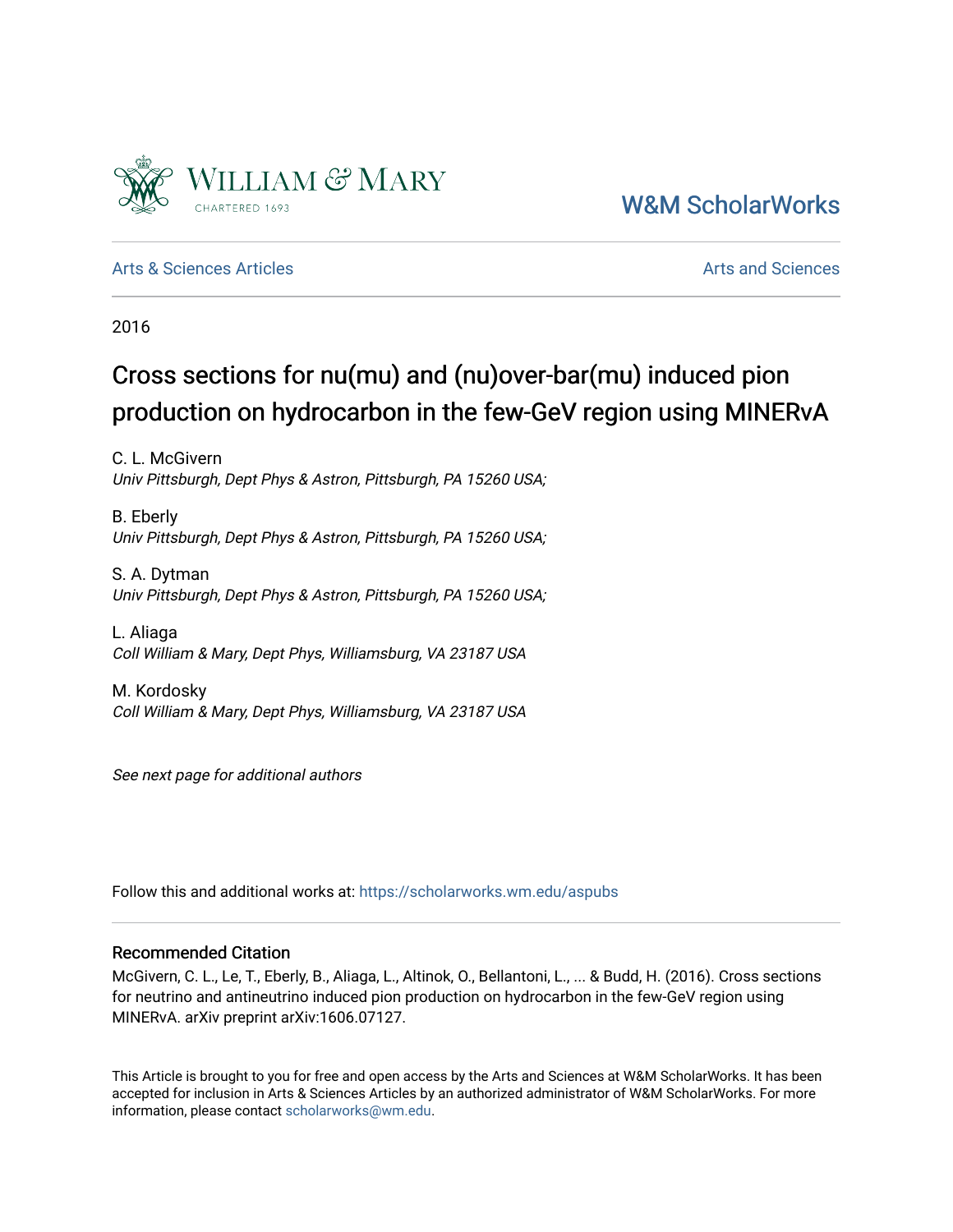William & Mary

CHARTERED 1693

W&M ScholarWorks

Arts & Sciences Articles

Arts and Sciences

2016

# Cross sections for nu(mu) and (nu)over-bar(mu) induced pion production on hydrocarbon in the few-GeV region using MINERvA

C. L. McGivern
*Univ Pittsburgh, Dept Phys & Astron, Pittsburgh, PA 15260 USA;*

B. Eberly
*Univ Pittsburgh, Dept Phys & Astron, Pittsburgh, PA 15260 USA;*

S. A. Dytman
*Univ Pittsburgh, Dept Phys & Astron, Pittsburgh, PA 15260 USA;*

L. Aliaga
*Coll William & Mary, Dept Phys, Williamsburg, VA 23187 USA*

M. Kordosky
*Coll William & Mary, Dept Phys, Williamsburg, VA 23187 USA*

*See next page for additional authors*

Follow this and additional works at: https://scholarworks.wm.edu/aspubs

## Recommended Citation

McGivern, C. L., Le, T., Eberly, B., Aliaga, L., Altinok, O., Bellantoni, L., ... & Budd, H. (2016). Cross sections for neutrino and antineutrino induced pion production on hydrocarbon in the few-GeV region using MINERvA. arXiv preprint arXiv:1606.07127.

This Article is brought to you for free and open access by the Arts and Sciences at W&M ScholarWorks. It has been accepted for inclusion in Arts & Sciences Articles by an authorized administrator of W&M ScholarWorks. For more information, please contact scholarworks@wm.edu.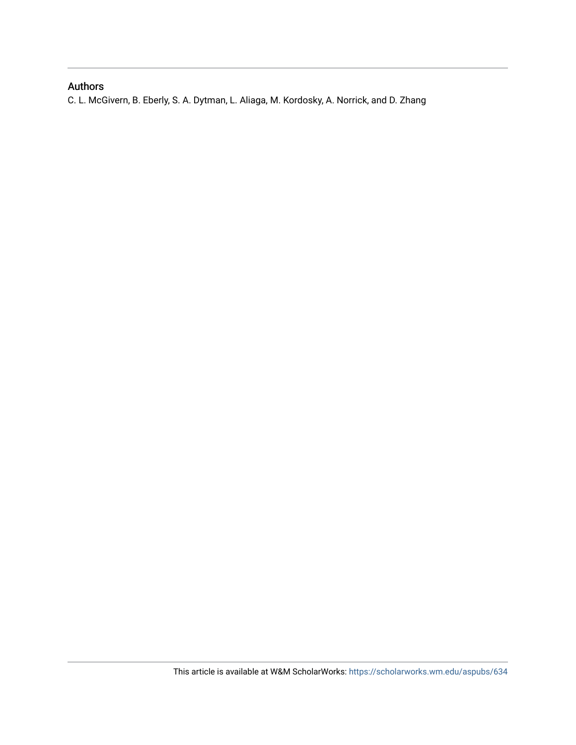## Authors

C. L. McGivern, B. Eberly, S. A. Dytman, L. Aliaga, M. Kordosky, A. Norrick, and D. Zhang

This article is available at W&M ScholarWorks: https://scholarworks.wm.edu/aspubs/634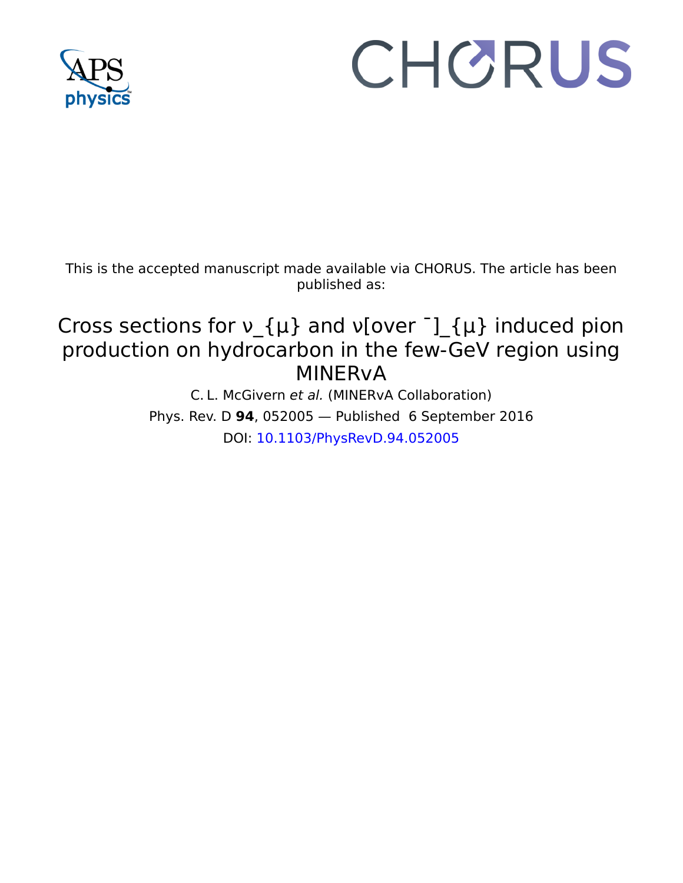This is the accepted manuscript made available via CHORUS. The article has been published as:

# Cross sections for ν_{μ} and ν[over ¯]_{μ} induced pion production on hydrocarbon in the few-GeV region using MINERvA

C. L. McGivern *et al.* (MINERvA Collaboration)

Phys. Rev. D **94**, 052005 — Published 6 September 2016

DOI: 10.1103/PhysRevD.94.052005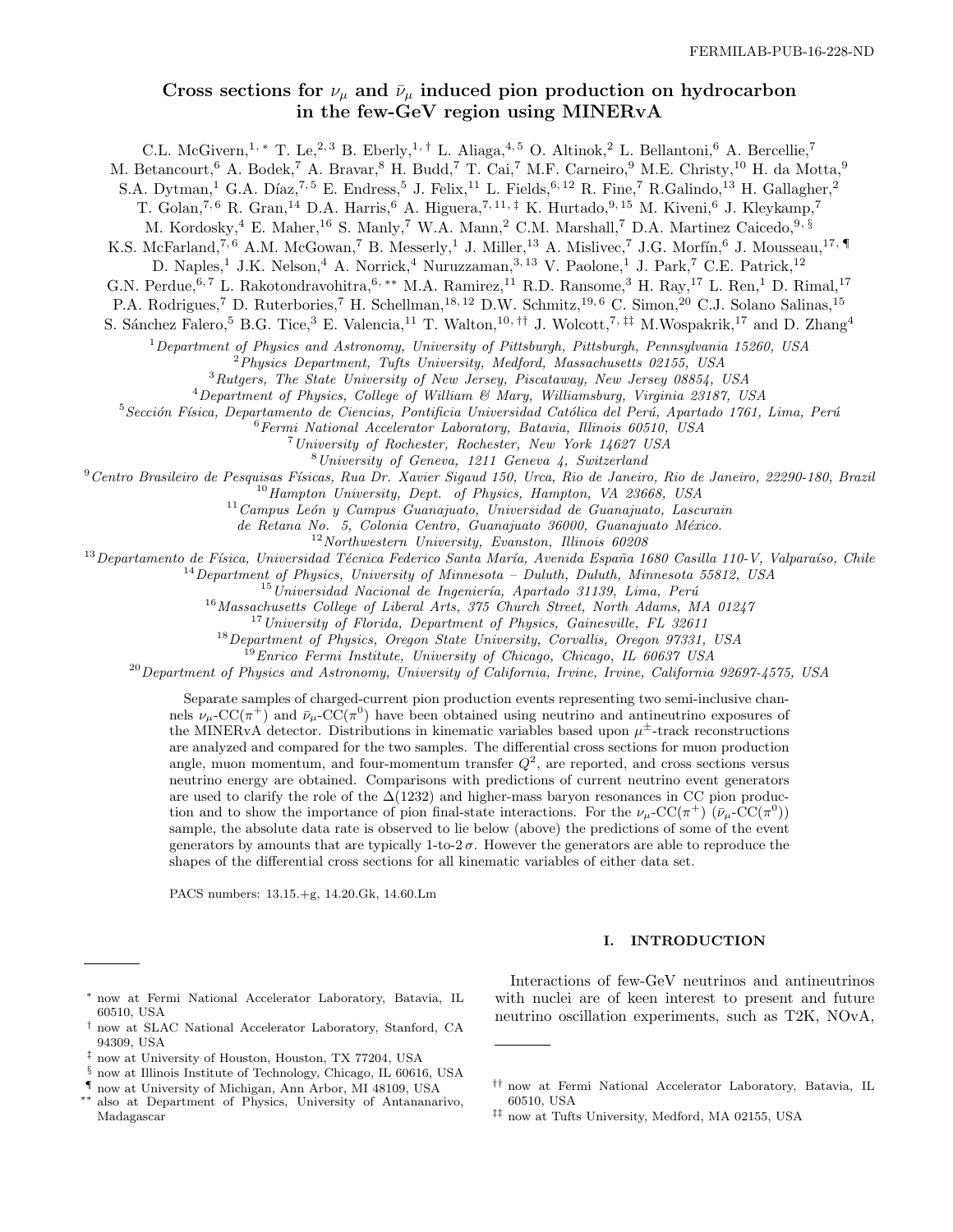# Cross sections for $\nu_\mu$ and $\bar{\nu}_\mu$ induced pion production on hydrocarbon in the few-GeV region using MINERvA

C.L. McGivern,[1,*] T. Le,[2,3] B. Eberly,[1,†] L. Aliaga,[4,5] O. Altinok,[2] L. Bellantoni,[6] A. Bercellie,[7] M. Betancourt,[6] A. Bodek,[7] A. Bravar,[8] H. Budd,[7] T. Cai,[7] M.F. Carneiro,[9] M.E. Christy,[10] H. da Motta,[9] S.A. Dytman,[1] G.A. Díaz,[7,5] E. Endress,[5] J. Felix,[11] L. Fields,[6,12] R. Fine,[7] R.Galindo,[13] H. Gallagher,[2] T. Golan,[7,6] R. Gran,[14] D.A. Harris,[6] A. Higuera,[7,11,‡] K. Hurtado,[9,15] M. Kiveni,[6] J. Kleykamp,[7] M. Kordosky,[4] E. Maher,[16] S. Manly,[7] W.A. Mann,[2] C.M. Marshall,[7] D.A. Martinez Caicedo,[9,§] K.S. McFarland,[7,6] A.M. McGowan,[7] B. Messerly,[1] J. Miller,[13] A. Mislivec,[7] J.G. Morfín,[6] J. Mousseau,[17,¶] D. Naples,[1] J.K. Nelson,[4] A. Norrick,[4] Nuruzzaman,[3,13] V. Paolone,[1] J. Park,[7] C.E. Patrick,[12] G.N. Perdue,[6,7] L. Rakotondravohitra,[6,**] M.A. Ramirez,[11] R.D. Ransome,[3] H. Ray,[17] L. Ren,[1] D. Rimal,[17] P.A. Rodrigues,[7] D. Ruterbories,[7] H. Schellman,[18,12] D.W. Schmitz,[19,6] C. Simon,[20] C.J. Solano Salinas,[15] S. Sánchez Falero,[5] B.G. Tice,[3] E. Valencia,[11] T. Walton,[10,††] J. Wolcott,[7,‡‡] M.Wospakrik,[17] and D. Zhang[4]

[1] *Department of Physics and Astronomy, University of Pittsburgh, Pittsburgh, Pennsylvania 15260, USA*
[2] *Physics Department, Tufts University, Medford, Massachusetts 02155, USA*
[3] *Rutgers, The State University of New Jersey, Piscataway, New Jersey 08854, USA*
[4] *Department of Physics, College of William & Mary, Williamsburg, Virginia 23187, USA*
[5] *Sección Física, Departamento de Ciencias, Pontificia Universidad Católica del Perú, Apartado 1761, Lima, Perú*
[6] *Fermi National Accelerator Laboratory, Batavia, Illinois 60510, USA*
[7] *University of Rochester, Rochester, New York 14627 USA*
[8] *University of Geneva, 1211 Geneva 4, Switzerland*
[9] *Centro Brasileiro de Pesquisas Físicas, Rua Dr. Xavier Sigaud 150, Urca, Rio de Janeiro, Rio de Janeiro, 22290-180, Brazil*
[10] *Hampton University, Dept. of Physics, Hampton, VA 23668, USA*
[11] *Campus León y Campus Guanajuato, Universidad de Guanajuato, Lascurain de Retana No. 5, Colonia Centro, Guanajuato 36000, Guanajuato México.*
[12] *Northwestern University, Evanston, Illinois 60208*
[13] *Departamento de Física, Universidad Técnica Federico Santa María, Avenida España 1680 Casilla 110-V, Valparaíso, Chile*
[14] *Department of Physics, University of Minnesota – Duluth, Duluth, Minnesota 55812, USA*
[15] *Universidad Nacional de Ingeniería, Apartado 31139, Lima, Perú*
[16] *Massachusetts College of Liberal Arts, 375 Church Street, North Adams, MA 01247*
[17] *University of Florida, Department of Physics, Gainesville, FL 32611*
[18] *Department of Physics, Oregon State University, Corvallis, Oregon 97331, USA*
[19] *Enrico Fermi Institute, University of Chicago, Chicago, IL 60637 USA*
[20] *Department of Physics and Astronomy, University of California, Irvine, Irvine, California 92697-4575, USA*

Separate samples of charged-current pion production events representing two semi-inclusive channels $\nu_\mu$-CC($\pi^+$) and $\bar{\nu}_\mu$-CC($\pi^0$) have been obtained using neutrino and antineutrino exposures of the MINERvA detector. Distributions in kinematic variables based upon $\mu^\pm$-track reconstructions are analyzed and compared for the two samples. The differential cross sections for muon production angle, muon momentum, and four-momentum transfer $Q^2$, are reported, and cross sections versus neutrino energy are obtained. Comparisons with predictions of current neutrino event generators are used to clarify the role of the $\Delta(1232)$ and higher-mass baryon resonances in CC pion production and to show the importance of pion final-state interactions. For the $\nu_\mu$-CC($\pi^+$) ($\bar{\nu}_\mu$-CC($\pi^0$)) sample, the absolute data rate is observed to lie below (above) the predictions of some of the event generators by amounts that are typically 1-to-2$\,\sigma$. However the generators are able to reproduce the shapes of the differential cross sections for all kinematic variables of either data set.

PACS numbers: 13.15.+g, 14.20.Gk, 14.60.Lm

## I. INTRODUCTION

Interactions of few-GeV neutrinos and antineutrinos with nuclei are of keen interest to present and future neutrino oscillation experiments, such as T2K, NOvA,

---

[*] now at Fermi National Accelerator Laboratory, Batavia, IL 60510, USA
[†] now at SLAC National Accelerator Laboratory, Stanford, CA 94309, USA
[‡] now at University of Houston, Houston, TX 77204, USA
[§] now at Illinois Institute of Technology, Chicago, IL 60616, USA
[¶] now at University of Michigan, Ann Arbor, MI 48109, USA
[**] also at Department of Physics, University of Antananarivo, Madagascar
[††] now at Fermi National Accelerator Laboratory, Batavia, IL 60510, USA
[‡‡] now at Tufts University, Medford, MA 02155, USA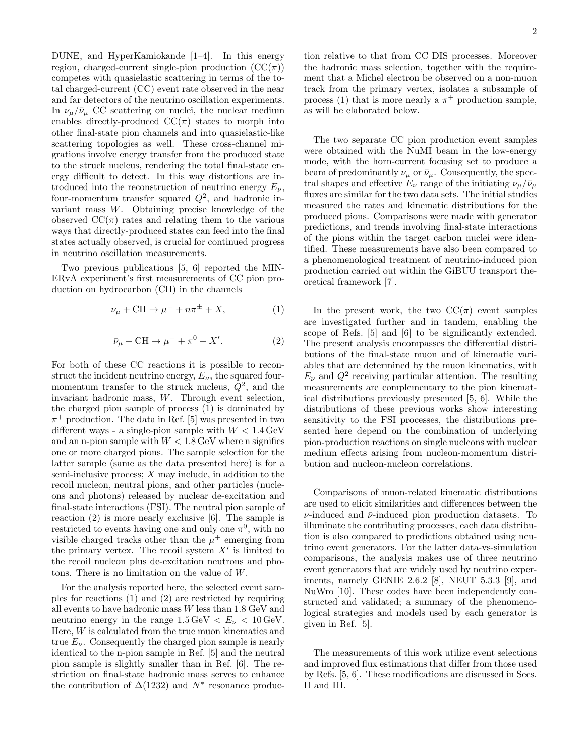DUNE, and HyperKamiokande [1–4]. In this energy region, charged-current single-pion production (CC($\pi$)) competes with quasielastic scattering in terms of the total charged-current (CC) event rate observed in the near and far detectors of the neutrino oscillation experiments. In $\nu_\mu/\bar{\nu}_\mu$ CC scattering on nuclei, the nuclear medium enables directly-produced CC($\pi$) states to morph into other final-state pion channels and into quasielastic-like scattering topologies as well. These cross-channel migrations involve energy transfer from the produced state to the struck nucleus, rendering the total final-state energy difficult to detect. In this way distortions are introduced into the reconstruction of neutrino energy $E_\nu$, four-momentum transfer squared $Q^2$, and hadronic invariant mass $W$. Obtaining precise knowledge of the observed CC($\pi$) rates and relating them to the various ways that directly-produced states can feed into the final states actually observed, is crucial for continued progress in neutrino oscillation measurements.

Two previous publications [5, 6] reported the MINERvA experiment's first measurements of CC pion production on hydrocarbon (CH) in the channels

$$\nu_\mu + \mathrm{CH} \rightarrow \mu^- + n\pi^\pm + X, \tag{1}$$

$$\bar{\nu}_\mu + \mathrm{CH} \rightarrow \mu^+ + \pi^0 + X'. \tag{2}$$

For both of these CC reactions it is possible to reconstruct the incident neutrino energy, $E_\nu$, the squared four-momentum transfer to the struck nucleus, $Q^2$, and the invariant hadronic mass, $W$. Through event selection, the charged pion sample of process (1) is dominated by $\pi^+$ production. The data in Ref. [5] was presented in two different ways - a single-pion sample with $W < 1.4\,\mathrm{GeV}$ and an n-pion sample with $W < 1.8\,\mathrm{GeV}$ where n signifies one or more charged pions. The sample selection for the latter sample (same as the data presented here) is for a semi-inclusive process; $X$ may include, in addition to the recoil nucleon, neutral pions, and other particles (nucleons and photons) released by nuclear de-excitation and final-state interactions (FSI). The neutral pion sample of reaction (2) is more nearly exclusive [6]. The sample is restricted to events having one and only one $\pi^0$, with no visible charged tracks other than the $\mu^+$ emerging from the primary vertex. The recoil system $X'$ is limited to the recoil nucleon plus de-excitation neutrons and photons. There is no limitation on the value of $W$.

For the analysis reported here, the selected event samples for reactions (1) and (2) are restricted by requiring all events to have hadronic mass $W$ less than 1.8 GeV and neutrino energy in the range $1.5\,\mathrm{GeV} < E_\nu < 10\,\mathrm{GeV}$. Here, $W$ is calculated from the true muon kinematics and true $E_\nu$. Consequently the charged pion sample is nearly identical to the n-pion sample in Ref. [5] and the neutral pion sample is slightly smaller than in Ref. [6]. The restriction on final-state hadronic mass serves to enhance the contribution of $\Delta(1232)$ and $N^*$ resonance production relative to that from CC DIS processes. Moreover the hadronic mass selection, together with the requirement that a Michel electron be observed on a non-muon track from the primary vertex, isolates a subsample of process (1) that is more nearly a $\pi^+$ production sample, as will be elaborated below.

The two separate CC pion production event samples were obtained with the NuMI beam in the low-energy mode, with the horn-current focusing set to produce a beam of predominantly $\nu_\mu$ or $\bar{\nu}_\mu$. Consequently, the spectral shapes and effective $E_\nu$ range of the initiating $\nu_\mu/\bar{\nu}_\mu$ fluxes are similar for the two data sets. The initial studies measured the rates and kinematic distributions for the produced pions. Comparisons were made with generator predictions, and trends involving final-state interactions of the pions within the target carbon nuclei were identified. These measurements have also been compared to a phenomenological treatment of neutrino-induced pion production carried out within the GiBUU transport theoretical framework [7].

In the present work, the two CC($\pi$) event samples are investigated further and in tandem, enabling the scope of Refs. [5] and [6] to be significantly extended. The present analysis encompasses the differential distributions of the final-state muon and of kinematic variables that are determined by the muon kinematics, with $E_\nu$ and $Q^2$ receiving particular attention. The resulting measurements are complementary to the pion kinematical distributions previously presented [5, 6]. While the distributions of these previous works show interesting sensitivity to the FSI processes, the distributions presented here depend on the combination of underlying pion-production reactions on single nucleons with nuclear medium effects arising from nucleon-momentum distribution and nucleon-nucleon correlations.

Comparisons of muon-related kinematic distributions are used to elicit similarities and differences between the $\nu$-induced and $\bar{\nu}$-induced pion production datasets. To illuminate the contributing processes, each data distribution is also compared to predictions obtained using neutrino event generators. For the latter data-vs-simulation comparisons, the analysis makes use of three neutrino event generators that are widely used by neutrino experiments, namely GENIE 2.6.2 [8], NEUT 5.3.3 [9], and NuWro [10]. These codes have been independently constructed and validated; a summary of the phenomenological strategies and models used by each generator is given in Ref. [5].

The measurements of this work utilize event selections and improved flux estimations that differ from those used by Refs. [5, 6]. These modifications are discussed in Secs. II and III.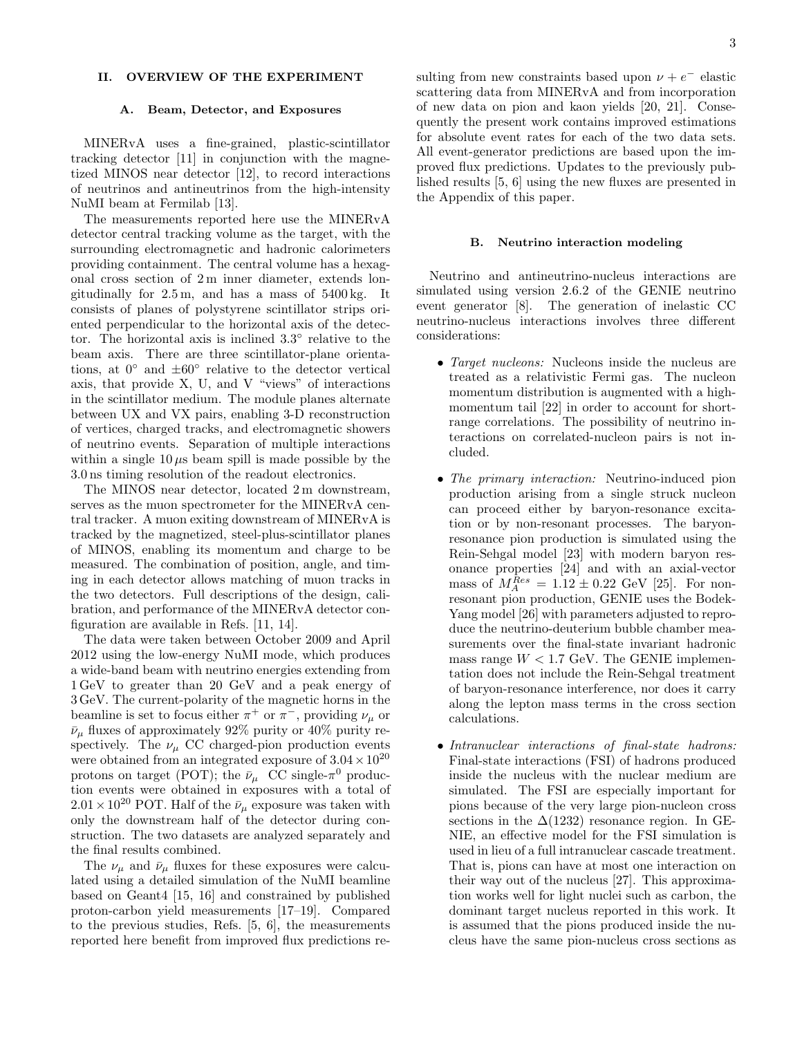## II. OVERVIEW OF THE EXPERIMENT

### A. Beam, Detector, and Exposures

MINERvA uses a fine-grained, plastic-scintillator tracking detector [11] in conjunction with the magnetized MINOS near detector [12], to record interactions of neutrinos and antineutrinos from the high-intensity NuMI beam at Fermilab [13].

The measurements reported here use the MINERvA detector central tracking volume as the target, with the surrounding electromagnetic and hadronic calorimeters providing containment. The central volume has a hexagonal cross section of 2 m inner diameter, extends longitudinally for 2.5 m, and has a mass of 5400 kg. It consists of planes of polystyrene scintillator strips oriented perpendicular to the horizontal axis of the detector. The horizontal axis is inclined $3.3^{\circ}$ relative to the beam axis. There are three scintillator-plane orientations, at $0^{\circ}$ and $\pm 60^{\circ}$ relative to the detector vertical axis, that provide X, U, and V "views" of interactions in the scintillator medium. The module planes alternate between UX and VX pairs, enabling 3-D reconstruction of vertices, charged tracks, and electromagnetic showers of neutrino events. Separation of multiple interactions within a single $10\,\mu$s beam spill is made possible by the 3.0 ns timing resolution of the readout electronics.

The MINOS near detector, located 2 m downstream, serves as the muon spectrometer for the MINERvA central tracker. A muon exiting downstream of MINERvA is tracked by the magnetized, steel-plus-scintillator planes of MINOS, enabling its momentum and charge to be measured. The combination of position, angle, and timing in each detector allows matching of muon tracks in the two detectors. Full descriptions of the design, calibration, and performance of the MINERvA detector configuration are available in Refs. [11, 14].

The data were taken between October 2009 and April 2012 using the low-energy NuMI mode, which produces a wide-band beam with neutrino energies extending from 1 GeV to greater than 20 GeV and a peak energy of 3 GeV. The current-polarity of the magnetic horns in the beamline is set to focus either $\pi^{+}$ or $\pi^{-}$, providing $\nu_{\mu}$ or $\bar{\nu}_{\mu}$ fluxes of approximately 92% purity or 40% purity respectively. The $\nu_{\mu}$ CC charged-pion production events were obtained from an integrated exposure of $3.04 \times 10^{20}$ protons on target (POT); the $\bar{\nu}_{\mu}$ CC single-$\pi^{0}$ production events were obtained in exposures with a total of $2.01 \times 10^{20}$ POT. Half of the $\bar{\nu}_{\mu}$ exposure was taken with only the downstream half of the detector during construction. The two datasets are analyzed separately and the final results combined.

The $\nu_{\mu}$ and $\bar{\nu}_{\mu}$ fluxes for these exposures were calculated using a detailed simulation of the NuMI beamline based on Geant4 [15, 16] and constrained by published proton-carbon yield measurements [17–19]. Compared to the previous studies, Refs. [5, 6], the measurements reported here benefit from improved flux predictions resulting from new constraints based upon $\nu + e^{-}$ elastic scattering data from MINERvA and from incorporation of new data on pion and kaon yields [20, 21]. Consequently the present work contains improved estimations for absolute event rates for each of the two data sets. All event-generator predictions are based upon the improved flux predictions. Updates to the previously published results [5, 6] using the new fluxes are presented in the Appendix of this paper.

### B. Neutrino interaction modeling

Neutrino and antineutrino-nucleus interactions are simulated using version 2.6.2 of the GENIE neutrino event generator [8]. The generation of inelastic CC neutrino-nucleus interactions involves three different considerations:

- *Target nucleons:* Nucleons inside the nucleus are treated as a relativistic Fermi gas. The nucleon momentum distribution is augmented with a high-momentum tail [22] in order to account for short-range correlations. The possibility of neutrino interactions on correlated-nucleon pairs is not included.

- *The primary interaction:* Neutrino-induced pion production arising from a single struck nucleon can proceed either by baryon-resonance excitation or by non-resonant processes. The baryon-resonance pion production is simulated using the Rein-Sehgal model [23] with modern baryon resonance properties [24] and with an axial-vector mass of $M_{A}^{Res} = 1.12 \pm 0.22$ GeV [25]. For non-resonant pion production, GENIE uses the Bodek-Yang model [26] with parameters adjusted to reproduce the neutrino-deuterium bubble chamber measurements over the final-state invariant hadronic mass range $W < 1.7$ GeV. The GENIE implementation does not include the Rein-Sehgal treatment of baryon-resonance interference, nor does it carry along the lepton mass terms in the cross section calculations.

- *Intranuclear interactions of final-state hadrons:* Final-state interactions (FSI) of hadrons produced inside the nucleus with the nuclear medium are simulated. The FSI are especially important for pions because of the very large pion-nucleon cross sections in the $\Delta(1232)$ resonance region. In GENIE, an effective model for the FSI simulation is used in lieu of a full intranuclear cascade treatment. That is, pions can have at most one interaction on their way out of the nucleus [27]. This approximation works well for light nuclei such as carbon, the dominant target nucleus reported in this work. It is assumed that the pions produced inside the nucleus have the same pion-nucleus cross sections as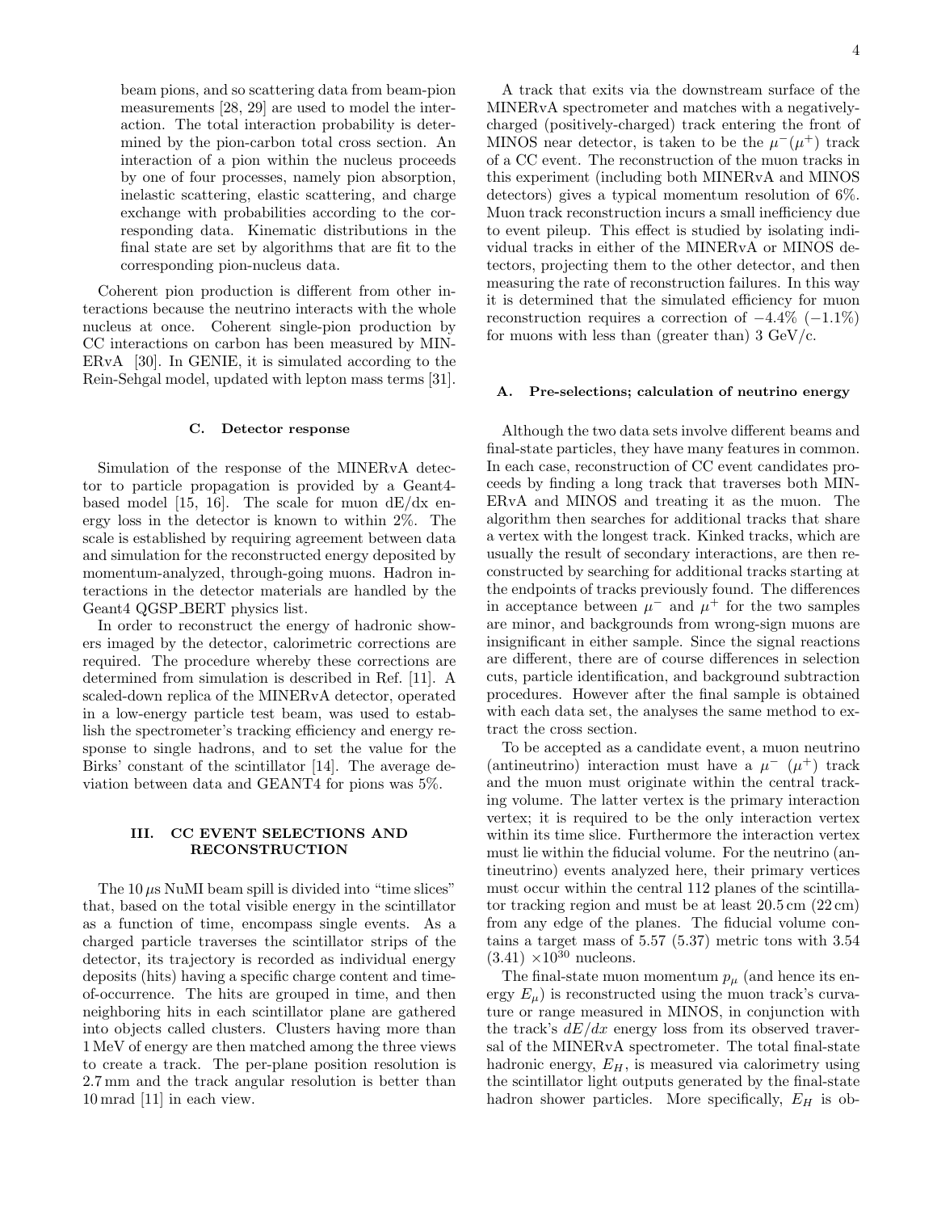beam pions, and so scattering data from beam-pion measurements [28, 29] are used to model the interaction. The total interaction probability is determined by the pion-carbon total cross section. An interaction of a pion within the nucleus proceeds by one of four processes, namely pion absorption, inelastic scattering, elastic scattering, and charge exchange with probabilities according to the corresponding data. Kinematic distributions in the final state are set by algorithms that are fit to the corresponding pion-nucleus data.

Coherent pion production is different from other interactions because the neutrino interacts with the whole nucleus at once. Coherent single-pion production by CC interactions on carbon has been measured by MINERvA [30]. In GENIE, it is simulated according to the Rein-Sehgal model, updated with lepton mass terms [31].

### C. Detector response

Simulation of the response of the MINERvA detector to particle propagation is provided by a Geant4-based model [15, 16]. The scale for muon dE/dx energy loss in the detector is known to within 2%. The scale is established by requiring agreement between data and simulation for the reconstructed energy deposited by momentum-analyzed, through-going muons. Hadron interactions in the detector materials are handled by the Geant4 QGSP_BERT physics list.

In order to reconstruct the energy of hadronic showers imaged by the detector, calorimetric corrections are required. The procedure whereby these corrections are determined from simulation is described in Ref. [11]. A scaled-down replica of the MINERvA detector, operated in a low-energy particle test beam, was used to establish the spectrometer's tracking efficiency and energy response to single hadrons, and to set the value for the Birks' constant of the scintillator [14]. The average deviation between data and GEANT4 for pions was 5%.

## III. CC EVENT SELECTIONS AND RECONSTRUCTION

The $10\,\mu$s NuMI beam spill is divided into "time slices" that, based on the total visible energy in the scintillator as a function of time, encompass single events. As a charged particle traverses the scintillator strips of the detector, its trajectory is recorded as individual energy deposits (hits) having a specific charge content and time-of-occurrence. The hits are grouped in time, and then neighboring hits in each scintillator plane are gathered into objects called clusters. Clusters having more than 1 MeV of energy are then matched among the three views to create a track. The per-plane position resolution is 2.7 mm and the track angular resolution is better than 10 mrad [11] in each view.

A track that exits via the downstream surface of the MINERvA spectrometer and matches with a negatively-charged (positively-charged) track entering the front of MINOS near detector, is taken to be the $\mu^-(\mu^+)$ track of a CC event. The reconstruction of the muon tracks in this experiment (including both MINERvA and MINOS detectors) gives a typical momentum resolution of 6%. Muon track reconstruction incurs a small inefficiency due to event pileup. This effect is studied by isolating individual tracks in either of the MINERvA or MINOS detectors, projecting them to the other detector, and then measuring the rate of reconstruction failures. In this way it is determined that the simulated efficiency for muon reconstruction requires a correction of −4.4% (−1.1%) for muons with less than (greater than) 3 GeV/c.

### A. Pre-selections; calculation of neutrino energy

Although the two data sets involve different beams and final-state particles, they have many features in common. In each case, reconstruction of CC event candidates proceeds by finding a long track that traverses both MINERvA and MINOS and treating it as the muon. The algorithm then searches for additional tracks that share a vertex with the longest track. Kinked tracks, which are usually the result of secondary interactions, are then reconstructed by searching for additional tracks starting at the endpoints of tracks previously found. The differences in acceptance between $\mu^-$ and $\mu^+$ for the two samples are minor, and backgrounds from wrong-sign muons are insignificant in either sample. Since the signal reactions are different, there are of course differences in selection cuts, particle identification, and background subtraction procedures. However after the final sample is obtained with each data set, the analyses the same method to extract the cross section.

To be accepted as a candidate event, a muon neutrino (antineutrino) interaction must have a $\mu^-$ ($\mu^+$) track and the muon must originate within the central tracking volume. The latter vertex is the primary interaction vertex; it is required to be the only interaction vertex within its time slice. Furthermore the interaction vertex must lie within the fiducial volume. For the neutrino (antineutrino) events analyzed here, their primary vertices must occur within the central 112 planes of the scintillator tracking region and must be at least 20.5 cm (22 cm) from any edge of the planes. The fiducial volume contains a target mass of 5.57 (5.37) metric tons with 3.54 (3.41) $\times 10^{30}$ nucleons.

The final-state muon momentum $p_\mu$ (and hence its energy $E_\mu$) is reconstructed using the muon track's curvature or range measured in MINOS, in conjunction with the track's $dE/dx$ energy loss from its observed traversal of the MINERvA spectrometer. The total final-state hadronic energy, $E_H$, is measured via calorimetry using the scintillator light outputs generated by the final-state hadron shower particles. More specifically, $E_H$ is ob-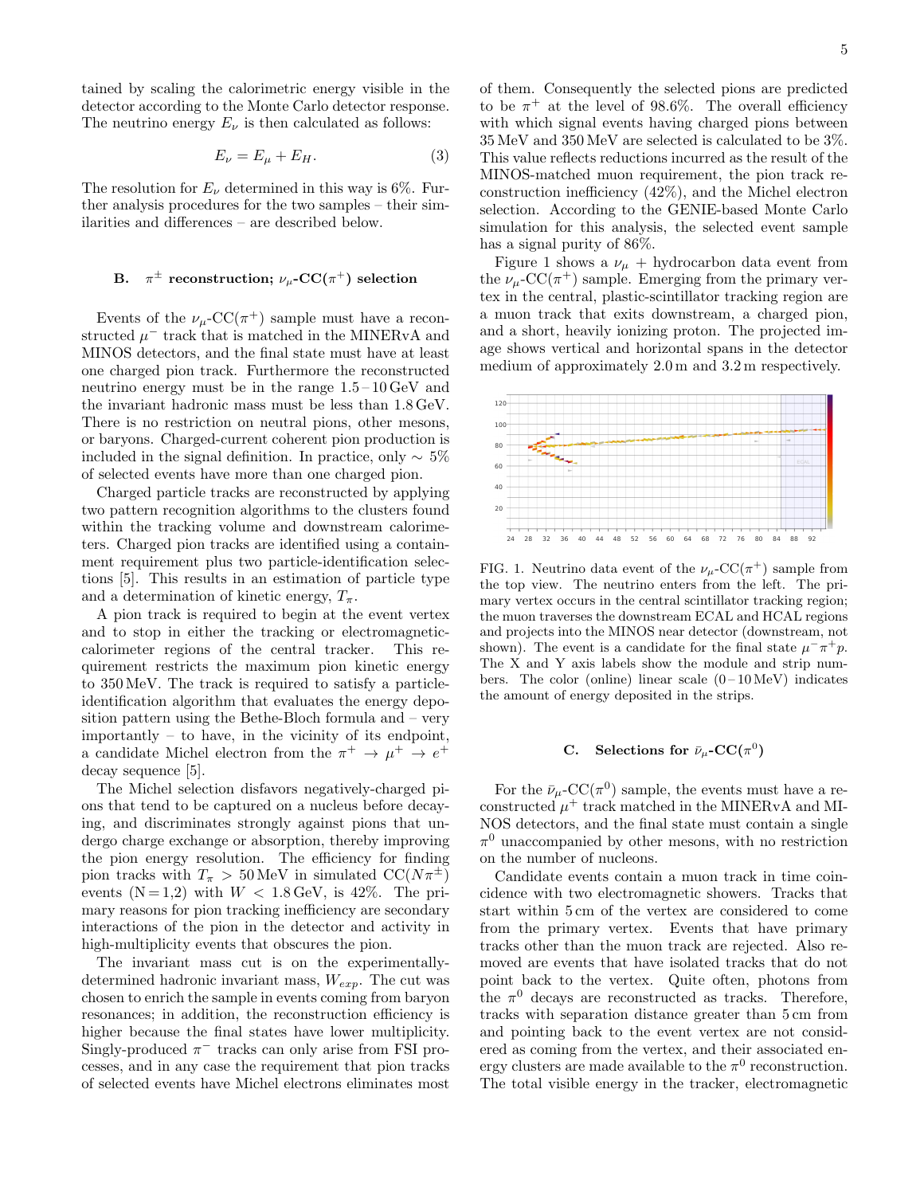tained by scaling the calorimetric energy visible in the detector according to the Monte Carlo detector response. The neutrino energy $E_\nu$ is then calculated as follows:

$$E_\nu = E_\mu + E_H. \tag{3}$$

The resolution for $E_\nu$ determined in this way is 6%. Further analysis procedures for the two samples – their similarities and differences – are described below.

### B. $\pi^\pm$ reconstruction; $\nu_\mu$-CC($\pi^+$) selection

Events of the $\nu_\mu$-CC($\pi^+$) sample must have a reconstructed $\mu^-$ track that is matched in the MINERvA and MINOS detectors, and the final state must have at least one charged pion track. Furthermore the reconstructed neutrino energy must be in the range 1.5 – 10 GeV and the invariant hadronic mass must be less than 1.8 GeV. There is no restriction on neutral pions, other mesons, or baryons. Charged-current coherent pion production is included in the signal definition. In practice, only $\sim$ 5% of selected events have more than one charged pion.

Charged particle tracks are reconstructed by applying two pattern recognition algorithms to the clusters found within the tracking volume and downstream calorimeters. Charged pion tracks are identified using a containment requirement plus two particle-identification selections [5]. This results in an estimation of particle type and a determination of kinetic energy, $T_\pi$.

A pion track is required to begin at the event vertex and to stop in either the tracking or electromagnetic-calorimeter regions of the central tracker. This requirement restricts the maximum pion kinetic energy to 350 MeV. The track is required to satisfy a particle-identification algorithm that evaluates the energy deposition pattern using the Bethe-Bloch formula and – very importantly – to have, in the vicinity of its endpoint, a candidate Michel electron from the $\pi^+ \to \mu^+ \to e^+$ decay sequence [5].

The Michel selection disfavors negatively-charged pions that tend to be captured on a nucleus before decaying, and discriminates strongly against pions that undergo charge exchange or absorption, thereby improving the pion energy resolution. The efficiency for finding pion tracks with $T_\pi > 50$ MeV in simulated CC($N\pi^\pm$) events (N = 1,2) with $W < 1.8$ GeV, is 42%. The primary reasons for pion tracking inefficiency are secondary interactions of the pion in the detector and activity in high-multiplicity events that obscures the pion.

The invariant mass cut is on the experimentally-determined hadronic invariant mass, $W_{exp}$. The cut was chosen to enrich the sample in events coming from baryon resonances; in addition, the reconstruction efficiency is higher because the final states have lower multiplicity. Singly-produced $\pi^-$ tracks can only arise from FSI processes, and in any case the requirement that pion tracks of selected events have Michel electrons eliminates most of them. Consequently the selected pions are predicted to be $\pi^+$ at the level of 98.6%. The overall efficiency with which signal events having charged pions between 35 MeV and 350 MeV are selected is calculated to be 3%. This value reflects reductions incurred as the result of the MINOS-matched muon requirement, the pion track reconstruction inefficiency (42%), and the Michel electron selection. According to the GENIE-based Monte Carlo simulation for this analysis, the selected event sample has a signal purity of 86%.

Figure 1 shows a $\nu_\mu$ + hydrocarbon data event from the $\nu_\mu$-CC($\pi^+$) sample. Emerging from the primary vertex in the central, plastic-scintillator tracking region are a muon track that exits downstream, a charged pion, and a short, heavily ionizing proton. The projected image shows vertical and horizontal spans in the detector medium of approximately 2.0 m and 3.2 m respectively.

FIG. 1. Neutrino data event of the $\nu_\mu$-CC($\pi^+$) sample from the top view. The neutrino enters from the left. The primary vertex occurs in the central scintillator tracking region; the muon traverses the downstream ECAL and HCAL regions and projects into the MINOS near detector (downstream, not shown). The event is a candidate for the final state $\mu^-\pi^+p$. The X and Y axis labels show the module and strip numbers. The color (online) linear scale (0 – 10 MeV) indicates the amount of energy deposited in the strips.

### C. Selections for $\bar{\nu}_\mu$-CC($\pi^0$)

For the $\bar{\nu}_\mu$-CC($\pi^0$) sample, the events must have a reconstructed $\mu^+$ track matched in the MINERvA and MINOS detectors, and the final state must contain a single $\pi^0$ unaccompanied by other mesons, with no restriction on the number of nucleons.

Candidate events contain a muon track in time coincidence with two electromagnetic showers. Tracks that start within 5 cm of the vertex are considered to come from the primary vertex. Events that have primary tracks other than the muon track are rejected. Also removed are events that have isolated tracks that do not point back to the vertex. Quite often, photons from the $\pi^0$ decays are reconstructed as tracks. Therefore, tracks with separation distance greater than 5 cm from and pointing back to the event vertex are not considered as coming from the vertex, and their associated energy clusters are made available to the $\pi^0$ reconstruction. The total visible energy in the tracker, electromagnetic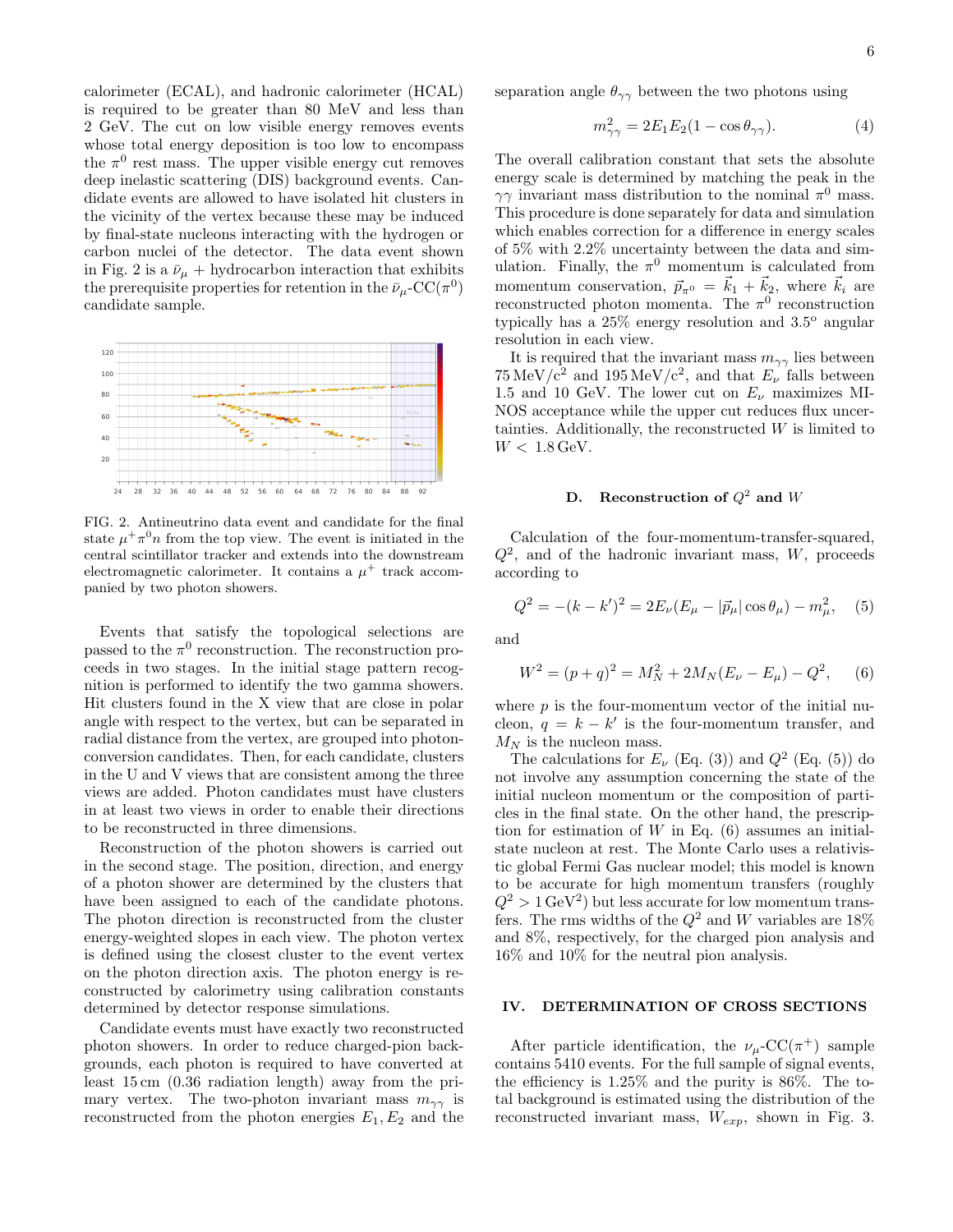calorimeter (ECAL), and hadronic calorimeter (HCAL) is required to be greater than 80 MeV and less than 2 GeV. The cut on low visible energy removes events whose total energy deposition is too low to encompass the $\pi^0$ rest mass. The upper visible energy cut removes deep inelastic scattering (DIS) background events. Candidate events are allowed to have isolated hit clusters in the vicinity of the vertex because these may be induced by final-state nucleons interacting with the hydrogen or carbon nuclei of the detector. The data event shown in Fig. 2 is a $\bar{\nu}_\mu$ + hydrocarbon interaction that exhibits the prerequisite properties for retention in the $\bar{\nu}_\mu$-CC($\pi^0$) candidate sample.

FIG. 2. Antineutrino data event and candidate for the final state $\mu^+\pi^0 n$ from the top view. The event is initiated in the central scintillator tracker and extends into the downstream electromagnetic calorimeter. It contains a $\mu^+$ track accompanied by two photon showers.

Events that satisfy the topological selections are passed to the $\pi^0$ reconstruction. The reconstruction proceeds in two stages. In the initial stage pattern recognition is performed to identify the two gamma showers. Hit clusters found in the X view that are close in polar angle with respect to the vertex, but can be separated in radial distance from the vertex, are grouped into photon-conversion candidates. Then, for each candidate, clusters in the U and V views that are consistent among the three views are added. Photon candidates must have clusters in at least two views in order to enable their directions to be reconstructed in three dimensions.

Reconstruction of the photon showers is carried out in the second stage. The position, direction, and energy of a photon shower are determined by the clusters that have been assigned to each of the candidate photons. The photon direction is reconstructed from the cluster energy-weighted slopes in each view. The photon vertex is defined using the closest cluster to the event vertex on the photon direction axis. The photon energy is reconstructed by calorimetry using calibration constants determined by detector response simulations.

Candidate events must have exactly two reconstructed photon showers. In order to reduce charged-pion backgrounds, each photon is required to have converted at least 15 cm (0.36 radiation length) away from the primary vertex. The two-photon invariant mass $m_{\gamma\gamma}$ is reconstructed from the photon energies $E_1, E_2$ and the separation angle $\theta_{\gamma\gamma}$ between the two photons using

$$m_{\gamma\gamma}^2 = 2E_1E_2(1 - \cos\theta_{\gamma\gamma}). \tag{4}$$

The overall calibration constant that sets the absolute energy scale is determined by matching the peak in the $\gamma\gamma$ invariant mass distribution to the nominal $\pi^0$ mass. This procedure is done separately for data and simulation which enables correction for a difference in energy scales of 5% with 2.2% uncertainty between the data and simulation. Finally, the $\pi^0$ momentum is calculated from momentum conservation, $\vec{p}_{\pi^0} = \vec{k}_1 + \vec{k}_2$, where $\vec{k}_i$ are reconstructed photon momenta. The $\pi^0$ reconstruction typically has a 25% energy resolution and 3.5° angular resolution in each view.

It is required that the invariant mass $m_{\gamma\gamma}$ lies between 75 MeV/c$^2$ and 195 MeV/c$^2$, and that $E_\nu$ falls between 1.5 and 10 GeV. The lower cut on $E_\nu$ maximizes MINOS acceptance while the upper cut reduces flux uncertainties. Additionally, the reconstructed $W$ is limited to $W < 1.8$ GeV.

### D. Reconstruction of $Q^2$ and $W$

Calculation of the four-momentum-transfer-squared, $Q^2$, and of the hadronic invariant mass, $W$, proceeds according to

$$Q^2 = -(k - k')^2 = 2E_\nu(E_\mu - |\vec{p}_\mu|\cos\theta_\mu) - m_\mu^2, \tag{5}$$

and

$$W^2 = (p + q)^2 = M_N^2 + 2M_N(E_\nu - E_\mu) - Q^2, \tag{6}$$

where $p$ is the four-momentum vector of the initial nucleon, $q = k - k'$ is the four-momentum transfer, and $M_N$ is the nucleon mass.

The calculations for $E_\nu$ (Eq. (3)) and $Q^2$ (Eq. (5)) do not involve any assumption concerning the state of the initial nucleon momentum or the composition of particles in the final state. On the other hand, the prescription for estimation of $W$ in Eq. (6) assumes an initial-state nucleon at rest. The Monte Carlo uses a relativistic global Fermi Gas nuclear model; this model is known to be accurate for high momentum transfers (roughly $Q^2 > 1\,\text{GeV}^2$) but less accurate for low momentum transfers. The rms widths of the $Q^2$ and $W$ variables are 18% and 8%, respectively, for the charged pion analysis and 16% and 10% for the neutral pion analysis.

## IV. DETERMINATION OF CROSS SECTIONS

After particle identification, the $\nu_\mu$-CC($\pi^+$) sample contains 5410 events. For the full sample of signal events, the efficiency is 1.25% and the purity is 86%. The total background is estimated using the distribution of the reconstructed invariant mass, $W_{exp}$, shown in Fig. 3.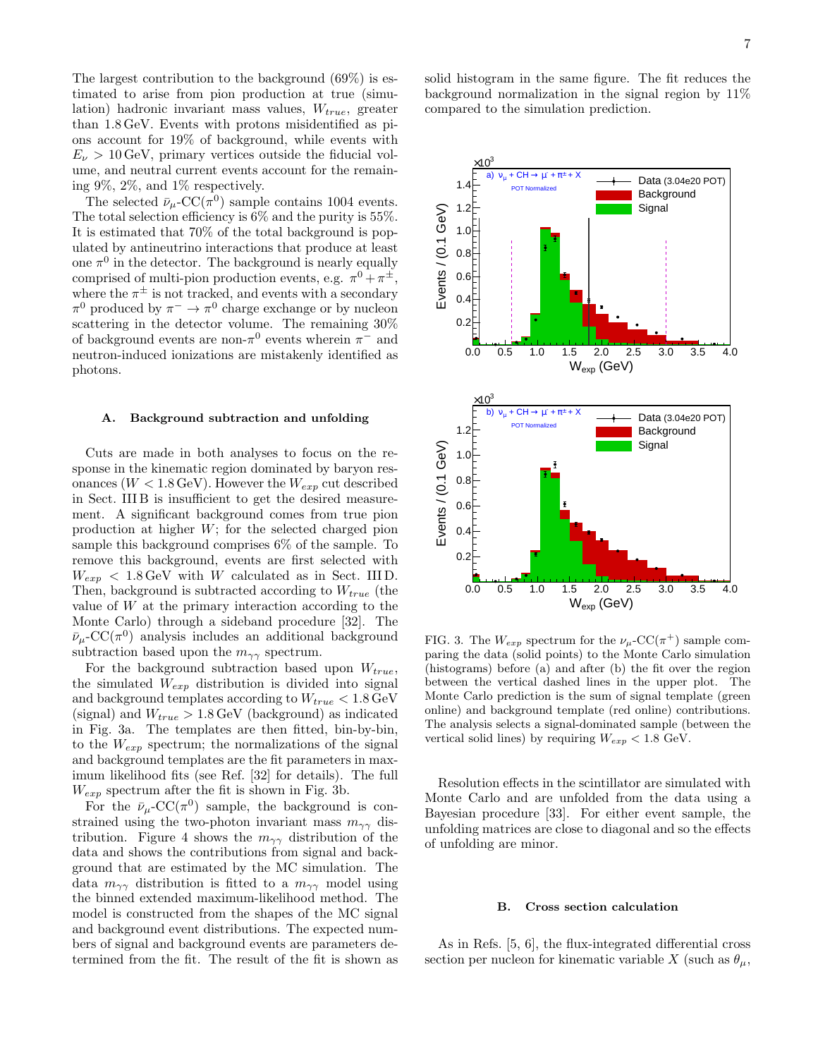The largest contribution to the background (69%) is estimated to arise from pion production at true (simulation) hadronic invariant mass values, $W_{true}$, greater than 1.8 GeV. Events with protons misidentified as pions account for 19% of background, while events with $E_\nu > 10$ GeV, primary vertices outside the fiducial volume, and neutral current events account for the remaining 9%, 2%, and 1% respectively.

The selected $\bar{\nu}_\mu$-CC($\pi^0$) sample contains 1004 events. The total selection efficiency is 6% and the purity is 55%. It is estimated that 70% of the total background is populated by antineutrino interactions that produce at least one $\pi^0$ in the detector. The background is nearly equally comprised of multi-pion production events, e.g. $\pi^0 + \pi^\pm$, where the $\pi^\pm$ is not tracked, and events with a secondary $\pi^0$ produced by $\pi^- \rightarrow \pi^0$ charge exchange or by nucleon scattering in the detector volume. The remaining 30% of background events are non-$\pi^0$ events wherein $\pi^-$ and neutron-induced ionizations are mistakenly identified as photons.

### A. Background subtraction and unfolding

Cuts are made in both analyses to focus on the response in the kinematic region dominated by baryon resonances ($W < 1.8$ GeV). However the $W_{exp}$ cut described in Sect. III B is insufficient to get the desired measurement. A significant background comes from true pion production at higher $W$; for the selected charged pion sample this background comprises 6% of the sample. To remove this background, events are first selected with $W_{exp} < 1.8$ GeV with $W$ calculated as in Sect. III D. Then, background is subtracted according to $W_{true}$ (the value of $W$ at the primary interaction according to the Monte Carlo) through a sideband procedure [32]. The $\bar{\nu}_\mu$-CC($\pi^0$) analysis includes an additional background subtraction based upon the $m_{\gamma\gamma}$ spectrum.

For the background subtraction based upon $W_{true}$, the simulated $W_{exp}$ distribution is divided into signal and background templates according to $W_{true} < 1.8$ GeV (signal) and $W_{true} > 1.8$ GeV (background) as indicated in Fig. 3a. The templates are then fitted, bin-by-bin, to the $W_{exp}$ spectrum; the normalizations of the signal and background templates are the fit parameters in maximum likelihood fits (see Ref. [32] for details). The full $W_{exp}$ spectrum after the fit is shown in Fig. 3b.

For the $\bar{\nu}_\mu$-CC($\pi^0$) sample, the background is constrained using the two-photon invariant mass $m_{\gamma\gamma}$ distribution. Figure 4 shows the $m_{\gamma\gamma}$ distribution of the data and shows the contributions from signal and background that are estimated by the MC simulation. The data $m_{\gamma\gamma}$ distribution is fitted to a $m_{\gamma\gamma}$ model using the binned extended maximum-likelihood method. The model is constructed from the shapes of the MC signal and background event distributions. The expected numbers of signal and background events are parameters determined from the fit. The result of the fit is shown as solid histogram in the same figure. The fit reduces the background normalization in the signal region by 11% compared to the simulation prediction.

FIG. 3. The $W_{exp}$ spectrum for the $\nu_\mu$-CC($\pi^+$) sample comparing the data (solid points) to the Monte Carlo simulation (histograms) before (a) and after (b) the fit over the region between the vertical dashed lines in the upper plot. The Monte Carlo prediction is the sum of signal template (green online) and background template (red online) contributions. The analysis selects a signal-dominated sample (between the vertical solid lines) by requiring $W_{exp} < 1.8$ GeV.

Resolution effects in the scintillator are simulated with Monte Carlo and are unfolded from the data using a Bayesian procedure [33]. For either event sample, the unfolding matrices are close to diagonal and so the effects of unfolding are minor.

### B. Cross section calculation

As in Refs. [5, 6], the flux-integrated differential cross section per nucleon for kinematic variable $X$ (such as $\theta_\mu$,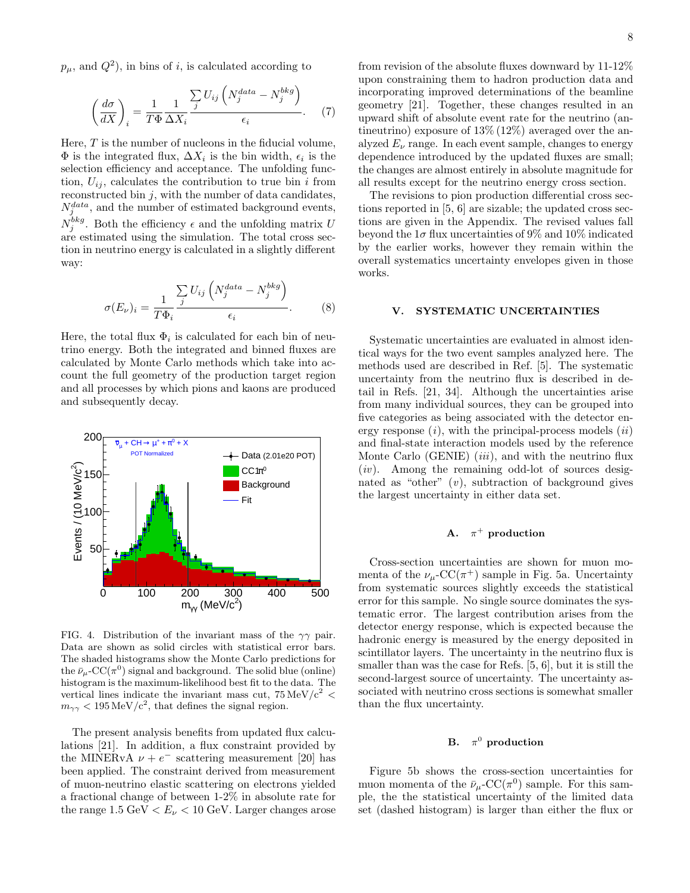$p_\mu$, and $Q^2$), in bins of $i$, is calculated according to

$$\left(\frac{d\sigma}{dX}\right)_i = \frac{1}{T\Phi}\frac{1}{\Delta X_i}\frac{\sum_j U_{ij}\left(N_j^{data} - N_j^{bkg}\right)}{\epsilon_i}. \quad (7)$$

Here, $T$ is the number of nucleons in the fiducial volume, $\Phi$ is the integrated flux, $\Delta X_i$ is the bin width, $\epsilon_i$ is the selection efficiency and acceptance. The unfolding function, $U_{ij}$, calculates the contribution to true bin $i$ from reconstructed bin $j$, with the number of data candidates, $N_j^{data}$, and the number of estimated background events, $N_j^{bkg}$. Both the efficiency $\epsilon$ and the unfolding matrix $U$ are estimated using the simulation. The total cross section in neutrino energy is calculated in a slightly different way:

$$\sigma(E_\nu)_i = \frac{1}{T\Phi_i}\frac{\sum_j U_{ij}\left(N_j^{data} - N_j^{bkg}\right)}{\epsilon_i}. \quad (8)$$

Here, the total flux $\Phi_i$ is calculated for each bin of neutrino energy. Both the integrated and binned fluxes are calculated by Monte Carlo methods which take into account the full geometry of the production target region and all processes by which pions and kaons are produced and subsequently decay.

FIG. 4. Distribution of the invariant mass of the $\gamma\gamma$ pair. Data are shown as solid circles with statistical error bars. The shaded histograms show the Monte Carlo predictions for the $\bar{\nu}_\mu$-CC($\pi^0$) signal and background. The solid blue (online) histogram is the maximum-likelihood best fit to the data. The vertical lines indicate the invariant mass cut, $75\,\mathrm{MeV/c^2} < m_{\gamma\gamma} < 195\,\mathrm{MeV/c^2}$, that defines the signal region.

The present analysis benefits from updated flux calculations [21]. In addition, a flux constraint provided by the MINERvA $\nu + e^-$ scattering measurement [20] has been applied. The constraint derived from measurement of muon-neutrino elastic scattering on electrons yielded a fractional change of between 1-2% in absolute rate for the range 1.5 GeV $< E_\nu <$ 10 GeV. Larger changes arose from revision of the absolute fluxes downward by 11-12% upon constraining them to hadron production data and incorporating improved determinations of the beamline geometry [21]. Together, these changes resulted in an upward shift of absolute event rate for the neutrino (antineutrino) exposure of 13% (12%) averaged over the analyzed $E_\nu$ range. In each event sample, changes to energy dependence introduced by the updated fluxes are small; the changes are almost entirely in absolute magnitude for all results except for the neutrino energy cross section.

The revisions to pion production differential cross sections reported in [5, 6] are sizable; the updated cross sections are given in the Appendix. The revised values fall beyond the $1\sigma$ flux uncertainties of 9% and 10% indicated by the earlier works, however they remain within the overall systematics uncertainty envelopes given in those works.

## V. SYSTEMATIC UNCERTAINTIES

Systematic uncertainties are evaluated in almost identical ways for the two event samples analyzed here. The methods used are described in Ref. [5]. The systematic uncertainty from the neutrino flux is described in detail in Refs. [21, 34]. Although the uncertainties arise from many individual sources, they can be grouped into five categories as being associated with the detector energy response (*i*), with the principal-process models (*ii*) and final-state interaction models used by the reference Monte Carlo (GENIE) (*iii*), and with the neutrino flux (*iv*). Among the remaining odd-lot of sources designated as "other" (*v*), subtraction of background gives the largest uncertainty in either data set.

### A. $\pi^+$ production

Cross-section uncertainties are shown for muon momenta of the $\nu_\mu$-CC($\pi^+$) sample in Fig. 5a. Uncertainty from systematic sources slightly exceeds the statistical error for this sample. No single source dominates the systematic error. The largest contribution arises from the detector energy response, which is expected because the hadronic energy is measured by the energy deposited in scintillator layers. The uncertainty in the neutrino flux is smaller than was the case for Refs. [5, 6], but it is still the second-largest source of uncertainty. The uncertainty associated with neutrino cross sections is somewhat smaller than the flux uncertainty.

### B. $\pi^0$ production

Figure 5b shows the cross-section uncertainties for muon momenta of the $\bar{\nu}_\mu$-CC($\pi^0$) sample. For this sample, the the statistical uncertainty of the limited data set (dashed histogram) is larger than either the flux or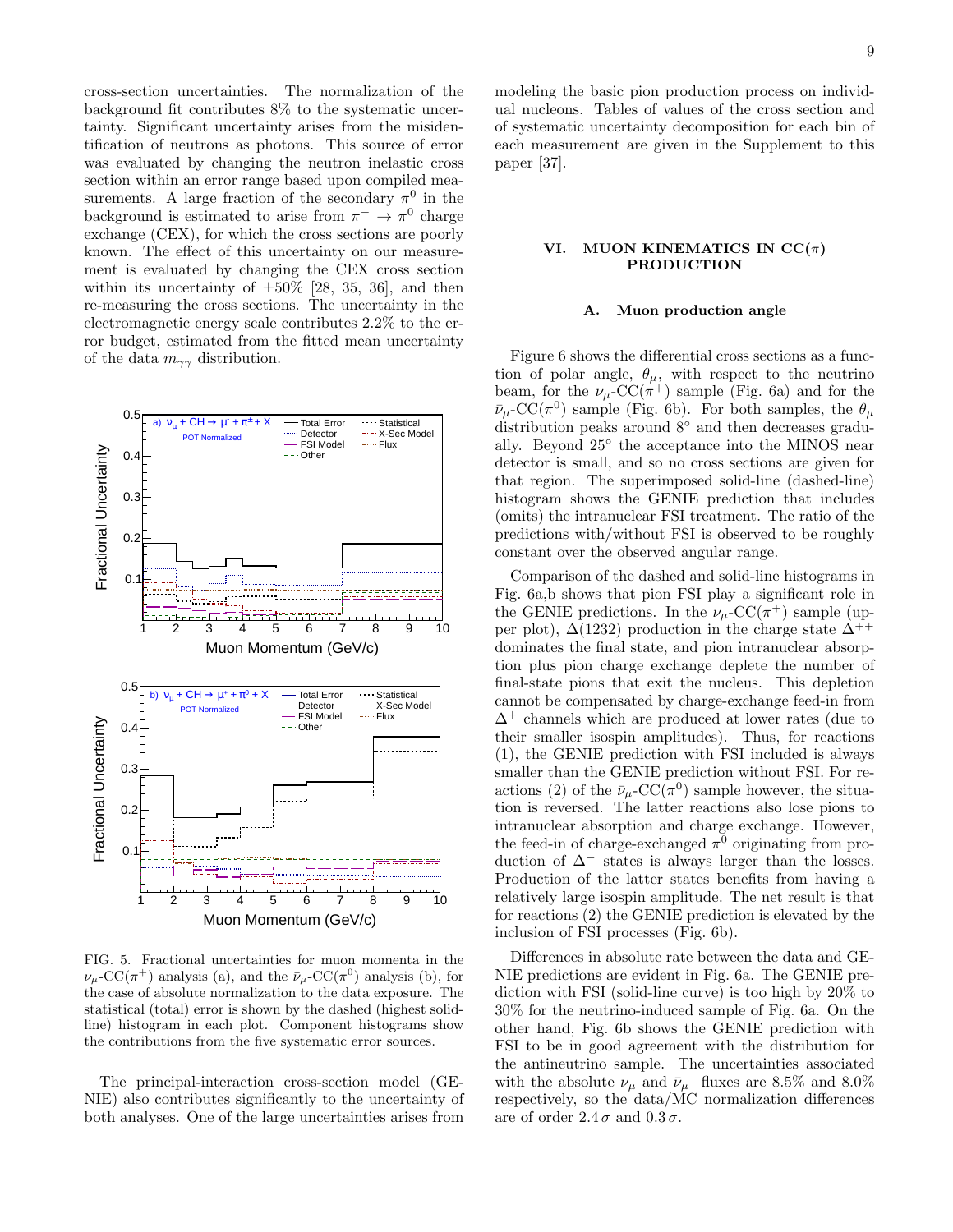cross-section uncertainties. The normalization of the background fit contributes 8% to the systematic uncertainty. Significant uncertainty arises from the misidentification of neutrons as photons. This source of error was evaluated by changing the neutron inelastic cross section within an error range based upon compiled measurements. A large fraction of the secondary $\pi^0$ in the background is estimated to arise from $\pi^- \to \pi^0$ charge exchange (CEX), for which the cross sections are poorly known. The effect of this uncertainty on our measurement is evaluated by changing the CEX cross section within its uncertainty of $\pm 50\%$ [28, 35, 36], and then re-measuring the cross sections. The uncertainty in the electromagnetic energy scale contributes 2.2% to the error budget, estimated from the fitted mean uncertainty of the data $m_{\gamma\gamma}$ distribution.

FIG. 5. Fractional uncertainties for muon momenta in the $\nu_\mu$-CC($\pi^+$) analysis (a), and the $\bar{\nu}_\mu$-CC($\pi^0$) analysis (b), for the case of absolute normalization to the data exposure. The statistical (total) error is shown by the dashed (highest solid-line) histogram in each plot. Component histograms show the contributions from the five systematic error sources.

The principal-interaction cross-section model (GENIE) also contributes significantly to the uncertainty of both analyses. One of the large uncertainties arises from modeling the basic pion production process on individual nucleons. Tables of values of the cross section and of systematic uncertainty decomposition for each bin of each measurement are given in the Supplement to this paper [37].

## VI. MUON KINEMATICS IN CC($\pi$) PRODUCTION

### A. Muon production angle

Figure 6 shows the differential cross sections as a function of polar angle, $\theta_\mu$, with respect to the neutrino beam, for the $\nu_\mu$-CC($\pi^+$) sample (Fig. 6a) and for the $\bar{\nu}_\mu$-CC($\pi^0$) sample (Fig. 6b). For both samples, the $\theta_\mu$ distribution peaks around 8° and then decreases gradually. Beyond 25° the acceptance into the MINOS near detector is small, and so no cross sections are given for that region. The superimposed solid-line (dashed-line) histogram shows the GENIE prediction that includes (omits) the intranuclear FSI treatment. The ratio of the predictions with/without FSI is observed to be roughly constant over the observed angular range.

Comparison of the dashed and solid-line histograms in Fig. 6a,b shows that pion FSI play a significant role in the GENIE predictions. In the $\nu_\mu$-CC($\pi^+$) sample (upper plot), $\Delta(1232)$ production in the charge state $\Delta^{++}$ dominates the final state, and pion intranuclear absorption plus pion charge exchange deplete the number of final-state pions that exit the nucleus. This depletion cannot be compensated by charge-exchange feed-in from $\Delta^+$ channels which are produced at lower rates (due to their smaller isospin amplitudes). Thus, for reactions (1), the GENIE prediction with FSI included is always smaller than the GENIE prediction without FSI. For reactions (2) of the $\bar{\nu}_\mu$-CC($\pi^0$) sample however, the situation is reversed. The latter reactions also lose pions to intranuclear absorption and charge exchange. However, the feed-in of charge-exchanged $\pi^0$ originating from production of $\Delta^-$ states is always larger than the losses. Production of the latter states benefits from having a relatively large isospin amplitude. The net result is that for reactions (2) the GENIE prediction is elevated by the inclusion of FSI processes (Fig. 6b).

Differences in absolute rate between the data and GENIE predictions are evident in Fig. 6a. The GENIE prediction with FSI (solid-line curve) is too high by 20% to 30% for the neutrino-induced sample of Fig. 6a. On the other hand, Fig. 6b shows the GENIE prediction with FSI to be in good agreement with the distribution for the antineutrino sample. The uncertainties associated with the absolute $\nu_\mu$ and $\bar{\nu}_\mu$ fluxes are 8.5% and 8.0% respectively, so the data/MC normalization differences are of order $2.4\,\sigma$ and $0.3\,\sigma$.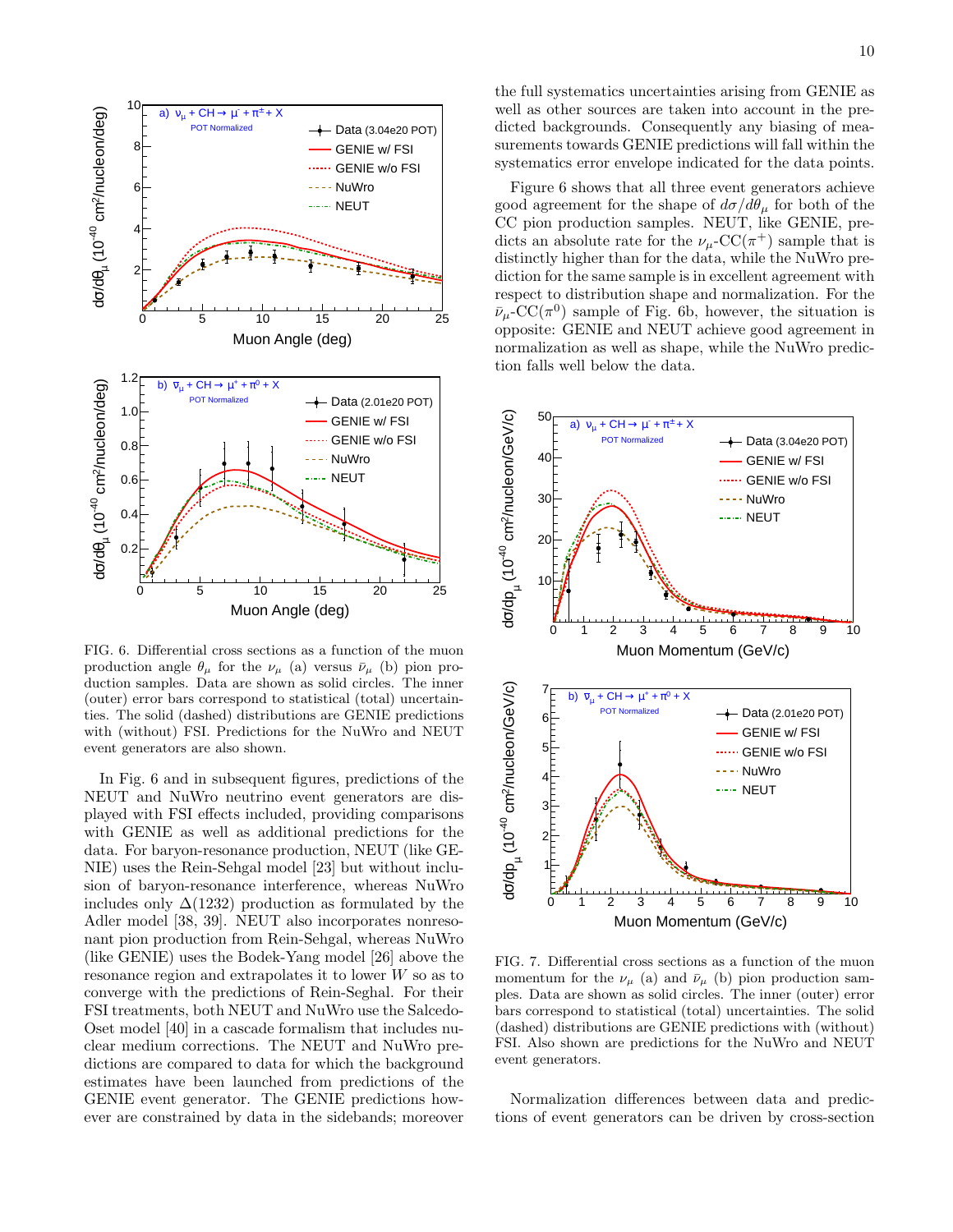FIG. 6. Differential cross sections as a function of the muon production angle $\theta_\mu$ for the $\nu_\mu$ (a) versus $\bar{\nu}_\mu$ (b) pion production samples. Data are shown as solid circles. The inner (outer) error bars correspond to statistical (total) uncertainties. The solid (dashed) distributions are GENIE predictions with (without) FSI. Predictions for the NuWro and NEUT event generators are also shown.

In Fig. 6 and in subsequent figures, predictions of the NEUT and NuWro neutrino event generators are displayed with FSI effects included, providing comparisons with GENIE as well as additional predictions for the data. For baryon-resonance production, NEUT (like GENIE) uses the Rein-Sehgal model [23] but without inclusion of baryon-resonance interference, whereas NuWro includes only $\Delta(1232)$ production as formulated by the Adler model [38, 39]. NEUT also incorporates nonresonant pion production from Rein-Sehgal, whereas NuWro (like GENIE) uses the Bodek-Yang model [26] above the resonance region and extrapolates it to lower $W$ so as to converge with the predictions of Rein-Seghal. For their FSI treatments, both NEUT and NuWro use the Salcedo-Oset model [40] in a cascade formalism that includes nuclear medium corrections. The NEUT and NuWro predictions are compared to data for which the background estimates have been launched from predictions of the GENIE event generator. The GENIE predictions however are constrained by data in the sidebands; moreover the full systematics uncertainties arising from GENIE as well as other sources are taken into account in the predicted backgrounds. Consequently any biasing of measurements towards GENIE predictions will fall within the systematics error envelope indicated for the data points.

Figure 6 shows that all three event generators achieve good agreement for the shape of $d\sigma/d\theta_\mu$ for both of the CC pion production samples. NEUT, like GENIE, predicts an absolute rate for the $\nu_\mu$-CC($\pi^+$) sample that is distinctly higher than for the data, while the NuWro prediction for the same sample is in excellent agreement with respect to distribution shape and normalization. For the $\bar{\nu}_\mu$-CC($\pi^0$) sample of Fig. 6b, however, the situation is opposite: GENIE and NEUT achieve good agreement in normalization as well as shape, while the NuWro prediction falls well below the data.

FIG. 7. Differential cross sections as a function of the muon momentum for the $\nu_\mu$ (a) and $\bar{\nu}_\mu$ (b) pion production samples. Data are shown as solid circles. The inner (outer) error bars correspond to statistical (total) uncertainties. The solid (dashed) distributions are GENIE predictions with (without) FSI. Also shown are predictions for the NuWro and NEUT event generators.

Normalization differences between data and predictions of event generators can be driven by cross-section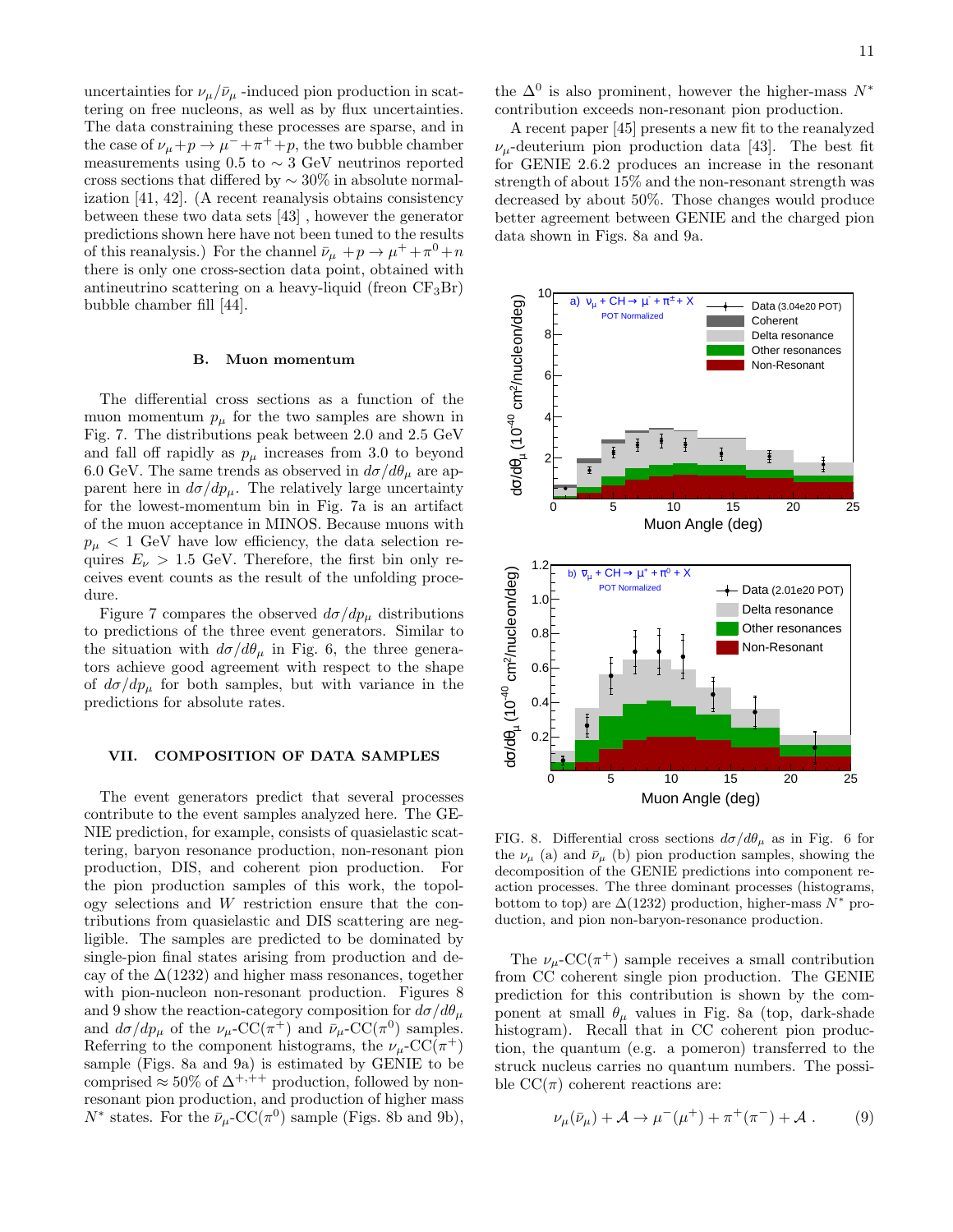uncertainties for $\nu_\mu/\bar{\nu}_\mu$ -induced pion production in scattering on free nucleons, as well as by flux uncertainties. The data constraining these processes are sparse, and in the case of $\nu_\mu + p \to \mu^- + \pi^+ + p$, the two bubble chamber measurements using 0.5 to $\sim 3$ GeV neutrinos reported cross sections that differed by $\sim 30\%$ in absolute normalization [41, 42]. (A recent reanalysis obtains consistency between these two data sets [43] , however the generator predictions shown here have not been tuned to the results of this reanalysis.) For the channel $\bar{\nu}_\mu + p \to \mu^+ + \pi^0 + n$ there is only one cross-section data point, obtained with antineutrino scattering on a heavy-liquid (freon $CF_3Br$) bubble chamber fill [44].

### B. Muon momentum

The differential cross sections as a function of the muon momentum $p_\mu$ for the two samples are shown in Fig. 7. The distributions peak between 2.0 and 2.5 GeV and fall off rapidly as $p_\mu$ increases from 3.0 to beyond 6.0 GeV. The same trends as observed in $d\sigma/d\theta_\mu$ are apparent here in $d\sigma/dp_\mu$. The relatively large uncertainty for the lowest-momentum bin in Fig. 7a is an artifact of the muon acceptance in MINOS. Because muons with $p_\mu < 1$ GeV have low efficiency, the data selection requires $E_\nu > 1.5$ GeV. Therefore, the first bin only receives event counts as the result of the unfolding procedure.

Figure 7 compares the observed $d\sigma/dp_\mu$ distributions to predictions of the three event generators. Similar to the situation with $d\sigma/d\theta_\mu$ in Fig. 6, the three generators achieve good agreement with respect to the shape of $d\sigma/dp_\mu$ for both samples, but with variance in the predictions for absolute rates.

## VII. COMPOSITION OF DATA SAMPLES

The event generators predict that several processes contribute to the event samples analyzed here. The GENIE prediction, for example, consists of quasielastic scattering, baryon resonance production, non-resonant pion production, DIS, and coherent pion production. For the pion production samples of this work, the topology selections and $W$ restriction ensure that the contributions from quasielastic and DIS scattering are negligible. The samples are predicted to be dominated by single-pion final states arising from production and decay of the $\Delta(1232)$ and higher mass resonances, together with pion-nucleon non-resonant production. Figures 8 and 9 show the reaction-category composition for $d\sigma/d\theta_\mu$ and $d\sigma/dp_\mu$ of the $\nu_\mu$-CC($\pi^+$) and $\bar{\nu}_\mu$-CC($\pi^0$) samples. Referring to the component histograms, the $\nu_\mu$-CC($\pi^+$) sample (Figs. 8a and 9a) is estimated by GENIE to be comprised $\approx 50\%$ of $\Delta^{+,++}$ production, followed by non-resonant pion production, and production of higher mass $N^*$ states. For the $\bar{\nu}_\mu$-CC($\pi^0$) sample (Figs. 8b and 9b), the $\Delta^0$ is also prominent, however the higher-mass $N^*$ contribution exceeds non-resonant pion production.

A recent paper [45] presents a new fit to the reanalyzed $\nu_\mu$-deuterium pion production data [43]. The best fit for GENIE 2.6.2 produces an increase in the resonant strength of about 15% and the non-resonant strength was decreased by about 50%. Those changes would produce better agreement between GENIE and the charged pion data shown in Figs. 8a and 9a.

FIG. 8. Differential cross sections $d\sigma/d\theta_\mu$ as in Fig. 6 for the $\nu_\mu$ (a) and $\bar{\nu}_\mu$ (b) pion production samples, showing the decomposition of the GENIE predictions into component reaction processes. The three dominant processes (histograms, bottom to top) are $\Delta(1232)$ production, higher-mass $N^*$ production, and pion non-baryon-resonance production.

The $\nu_\mu$-CC($\pi^+$) sample receives a small contribution from CC coherent single pion production. The GENIE prediction for this contribution is shown by the component at small $\theta_\mu$ values in Fig. 8a (top, dark-shade histogram). Recall that in CC coherent pion production, the quantum (e.g. a pomeron) transferred to the struck nucleus carries no quantum numbers. The possible CC($\pi$) coherent reactions are:

$$\nu_\mu(\bar{\nu}_\mu) + \mathcal{A} \to \mu^-(\mu^+) + \pi^+(\pi^-) + \mathcal{A} \,. \qquad (9)$$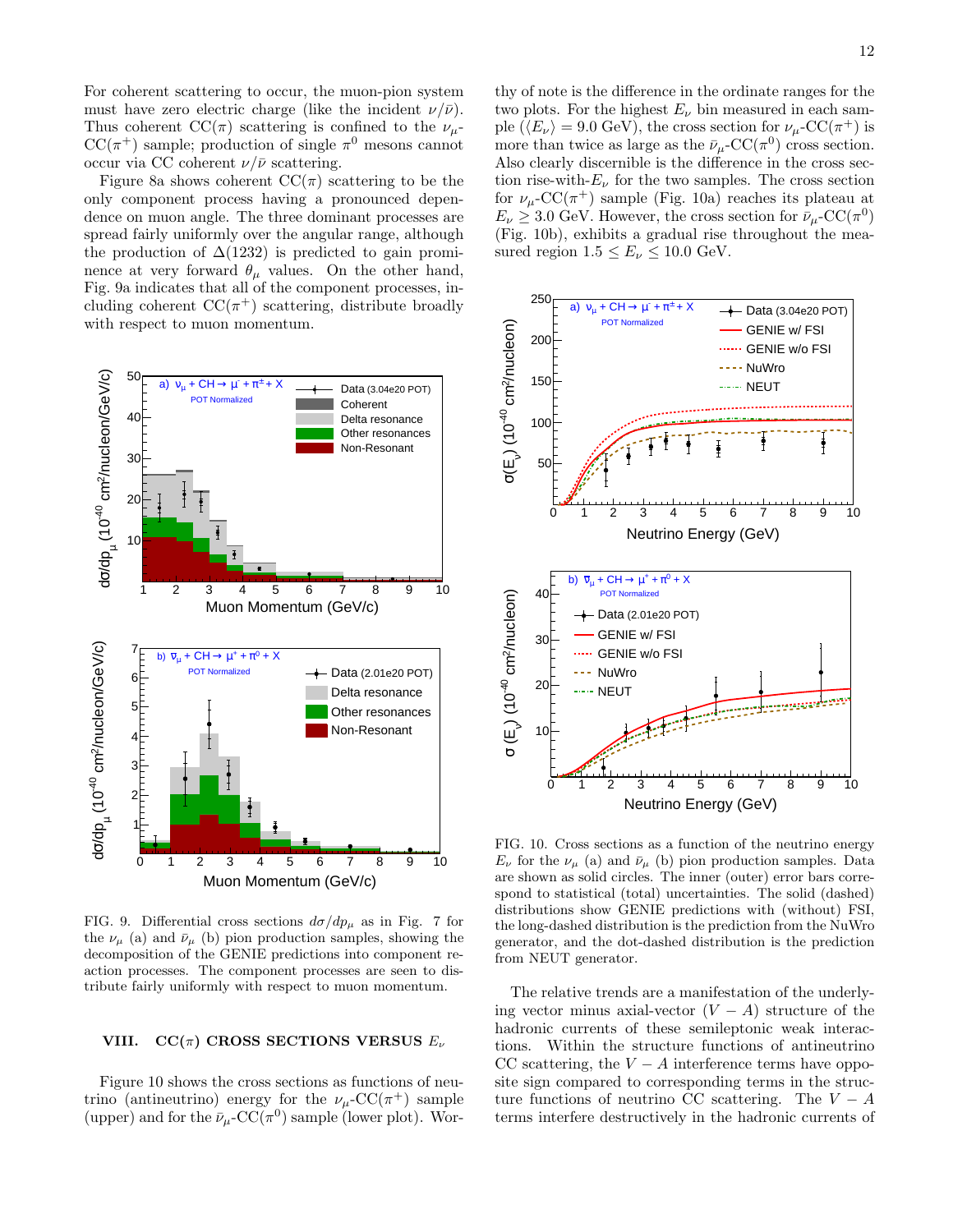For coherent scattering to occur, the muon-pion system must have zero electric charge (like the incident $\nu/\bar{\nu}$). Thus coherent CC($\pi$) scattering is confined to the $\nu_\mu$-CC($\pi^+$) sample; production of single $\pi^0$ mesons cannot occur via CC coherent $\nu/\bar{\nu}$ scattering.

Figure 8a shows coherent CC($\pi$) scattering to be the only component process having a pronounced dependence on muon angle. The three dominant processes are spread fairly uniformly over the angular range, although the production of $\Delta(1232)$ is predicted to gain prominence at very forward $\theta_\mu$ values. On the other hand, Fig. 9a indicates that all of the component processes, including coherent CC($\pi^+$) scattering, distribute broadly with respect to muon momentum.

FIG. 9. Differential cross sections $d\sigma/dp_\mu$ as in Fig. 7 for the $\nu_\mu$ (a) and $\bar{\nu}_\mu$ (b) pion production samples, showing the decomposition of the GENIE predictions into component reaction processes. The component processes are seen to distribute fairly uniformly with respect to muon momentum.

## VIII. CC($\pi$) CROSS SECTIONS VERSUS $E_\nu$

Figure 10 shows the cross sections as functions of neutrino (antineutrino) energy for the $\nu_\mu$-CC($\pi^+$) sample (upper) and for the $\bar{\nu}_\mu$-CC($\pi^0$) sample (lower plot). Worthy of note is the difference in the ordinate ranges for the two plots. For the highest $E_\nu$ bin measured in each sample ($\langle E_\nu \rangle = 9.0$ GeV), the cross section for $\nu_\mu$-CC($\pi^+$) is more than twice as large as the $\bar{\nu}_\mu$-CC($\pi^0$) cross section. Also clearly discernible is the difference in the cross section rise-with-$E_\nu$ for the two samples. The cross section for $\nu_\mu$-CC($\pi^+$) sample (Fig. 10a) reaches its plateau at $E_\nu \geq 3.0$ GeV. However, the cross section for $\bar{\nu}_\mu$-CC($\pi^0$) (Fig. 10b), exhibits a gradual rise throughout the measured region $1.5 \leq E_\nu \leq 10.0$ GeV.

FIG. 10. Cross sections as a function of the neutrino energy $E_\nu$ for the $\nu_\mu$ (a) and $\bar{\nu}_\mu$ (b) pion production samples. Data are shown as solid circles. The inner (outer) error bars correspond to statistical (total) uncertainties. The solid (dashed) distributions show GENIE predictions with (without) FSI, the long-dashed distribution is the prediction from the NuWro generator, and the dot-dashed distribution is the prediction from NEUT generator.

The relative trends are a manifestation of the underlying vector minus axial-vector $(V - A)$ structure of the hadronic currents of these semileptonic weak interactions. Within the structure functions of antineutrino CC scattering, the $V - A$ interference terms have opposite sign compared to corresponding terms in the structure functions of neutrino CC scattering. The $V - A$ terms interfere destructively in the hadronic currents of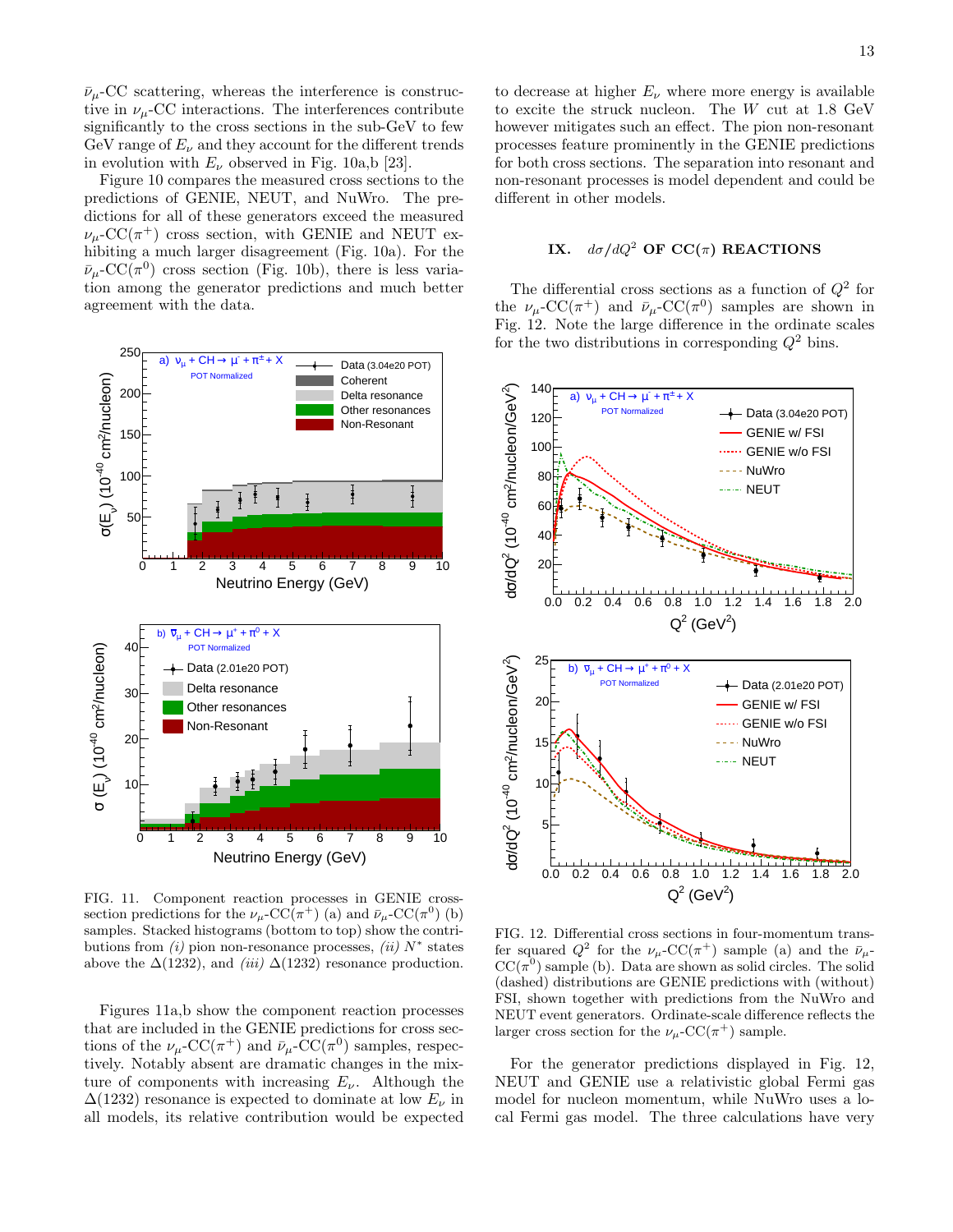$\bar{\nu}_\mu$-CC scattering, whereas the interference is constructive in $\nu_\mu$-CC interactions. The interferences contribute significantly to the cross sections in the sub-GeV to few GeV range of $E_\nu$ and they account for the different trends in evolution with $E_\nu$ observed in Fig. 10a,b [23].

Figure 10 compares the measured cross sections to the predictions of GENIE, NEUT, and NuWro. The predictions for all of these generators exceed the measured $\nu_\mu$-CC($\pi^+$) cross section, with GENIE and NEUT exhibiting a much larger disagreement (Fig. 10a). For the $\bar{\nu}_\mu$-CC($\pi^0$) cross section (Fig. 10b), there is less variation among the generator predictions and much better agreement with the data.

FIG. 11. Component reaction processes in GENIE cross-section predictions for the $\nu_\mu$-CC($\pi^+$) (a) and $\bar{\nu}_\mu$-CC($\pi^0$) (b) samples. Stacked histograms (bottom to top) show the contributions from *(i)* pion non-resonance processes, *(ii)* $N^*$ states above the $\Delta(1232)$, and *(iii)* $\Delta(1232)$ resonance production.

Figures 11a,b show the component reaction processes that are included in the GENIE predictions for cross sections of the $\nu_\mu$-CC($\pi^+$) and $\bar{\nu}_\mu$-CC($\pi^0$) samples, respectively. Notably absent are dramatic changes in the mixture of components with increasing $E_\nu$. Although the $\Delta(1232)$ resonance is expected to dominate at low $E_\nu$ in all models, its relative contribution would be expected to decrease at higher $E_\nu$ where more energy is available to excite the struck nucleon. The $W$ cut at 1.8 GeV however mitigates such an effect. The pion non-resonant processes feature prominently in the GENIE predictions for both cross sections. The separation into resonant and non-resonant processes is model dependent and could be different in other models.

## IX. $d\sigma/dQ^2$ OF CC($\pi$) REACTIONS

The differential cross sections as a function of $Q^2$ for the $\nu_\mu$-CC($\pi^+$) and $\bar{\nu}_\mu$-CC($\pi^0$) samples are shown in Fig. 12. Note the large difference in the ordinate scales for the two distributions in corresponding $Q^2$ bins.

FIG. 12. Differential cross sections in four-momentum transfer squared $Q^2$ for the $\nu_\mu$-CC($\pi^+$) sample (a) and the $\bar{\nu}_\mu$-CC($\pi^0$) sample (b). Data are shown as solid circles. The solid (dashed) distributions are GENIE predictions with (without) FSI, shown together with predictions from the NuWro and NEUT event generators. Ordinate-scale difference reflects the larger cross section for the $\nu_\mu$-CC($\pi^+$) sample.

For the generator predictions displayed in Fig. 12, NEUT and GENIE use a relativistic global Fermi gas model for nucleon momentum, while NuWro uses a local Fermi gas model. The three calculations have very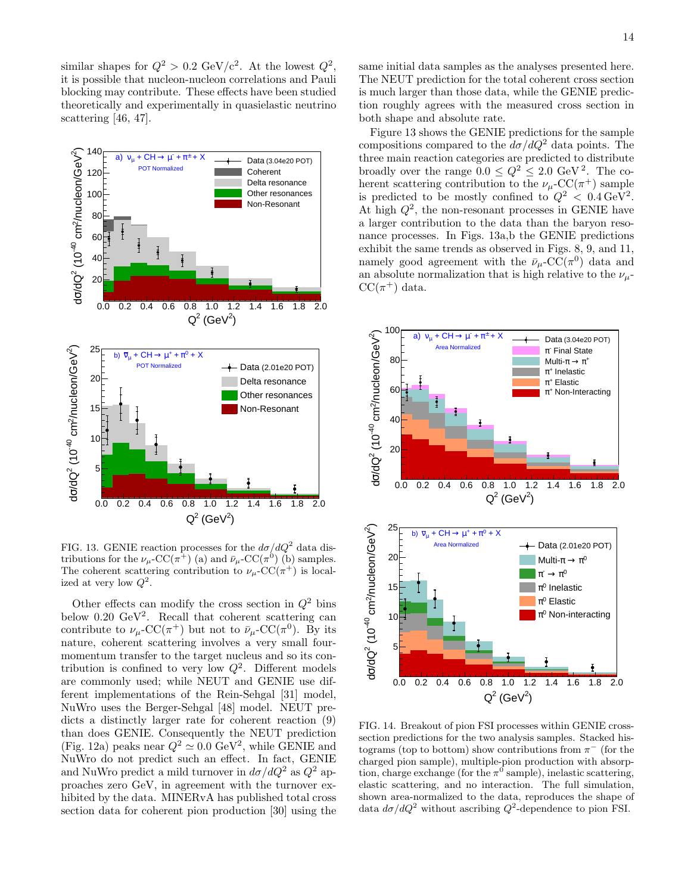similar shapes for $Q^2 > 0.2$ GeV/c$^2$. At the lowest $Q^2$, it is possible that nucleon-nucleon correlations and Pauli blocking may contribute. These effects have been studied theoretically and experimentally in quasielastic neutrino scattering [46, 47].

FIG. 13. GENIE reaction processes for the $d\sigma/dQ^2$ data distributions for the $\nu_\mu$-CC($\pi^+$) (a) and $\bar{\nu}_\mu$-CC($\pi^0$) (b) samples. The coherent scattering contribution to $\nu_\mu$-CC($\pi^+$) is localized at very low $Q^2$.

Other effects can modify the cross section in $Q^2$ bins below 0.20 GeV$^2$. Recall that coherent scattering can contribute to $\nu_\mu$-CC($\pi^+$) but not to $\bar{\nu}_\mu$-CC($\pi^0$). By its nature, coherent scattering involves a very small four-momentum transfer to the target nucleus and so its contribution is confined to very low $Q^2$. Different models are commonly used; while NEUT and GENIE use different implementations of the Rein-Sehgal [31] model, NuWro uses the Berger-Sehgal [48] model. NEUT predicts a distinctly larger rate for coherent reaction (9) than does GENIE. Consequently the NEUT prediction (Fig. 12a) peaks near $Q^2 \simeq 0.0$ GeV$^2$, while GENIE and NuWro do not predict such an effect. In fact, GENIE and NuWro predict a mild turnover in $d\sigma/dQ^2$ as $Q^2$ approaches zero GeV, in agreement with the turnover exhibited by the data. MINERvA has published total cross section data for coherent pion production [30] using the same initial data samples as the analyses presented here. The NEUT prediction for the total coherent cross section is much larger than those data, while the GENIE prediction roughly agrees with the measured cross section in both shape and absolute rate.

Figure 13 shows the GENIE predictions for the sample compositions compared to the $d\sigma/dQ^2$ data points. The three main reaction categories are predicted to distribute broadly over the range $0.0 \leq Q^2 \leq 2.0$ GeV$^2$. The coherent scattering contribution to the $\nu_\mu$-CC($\pi^+$) sample is predicted to be mostly confined to $Q^2 < 0.4$ GeV$^2$. At high $Q^2$, the non-resonant processes in GENIE have a larger contribution to the data than the baryon resonance processes. In Figs. 13a,b the GENIE predictions exhibit the same trends as observed in Figs. 8, 9, and 11, namely good agreement with the $\bar{\nu}_\mu$-CC($\pi^0$) data and an absolute normalization that is high relative to the $\nu_\mu$-CC($\pi^+$) data.

FIG. 14. Breakout of pion FSI processes within GENIE cross-section predictions for the two analysis samples. Stacked histograms (top to bottom) show contributions from $\pi^-$ (for the charged pion sample), multiple-pion production with absorption, charge exchange (for the $\pi^0$ sample), inelastic scattering, elastic scattering, and no interaction. The full simulation, shown area-normalized to the data, reproduces the shape of data $d\sigma/dQ^2$ without ascribing $Q^2$-dependence to pion FSI.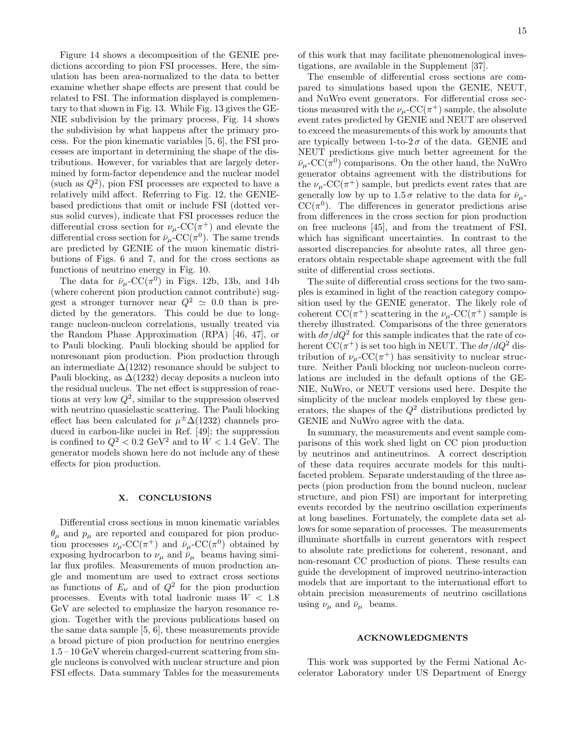Figure 14 shows a decomposition of the GENIE predictions according to pion FSI processes. Here, the simulation has been area-normalized to the data to better examine whether shape effects are present that could be related to FSI. The information displayed is complementary to that shown in Fig. 13. While Fig. 13 gives the GENIE subdivision by the primary process, Fig. 14 shows the subdivision by what happens after the primary process. For the pion kinematic variables [5, 6], the FSI processes are important in determining the shape of the distributions. However, for variables that are largely determined by form-factor dependence and the nuclear model (such as $Q^2$), pion FSI processes are expected to have a relatively mild affect. Referring to Fig. 12, the GENIE-based predictions that omit or include FSI (dotted versus solid curves), indicate that FSI processes reduce the differential cross section for $\nu_\mu$-CC($\pi^+$) and elevate the differential cross section for $\bar{\nu}_\mu$-CC($\pi^0$). The same trends are predicted by GENIE of the muon kinematic distributions of Figs. 6 and 7, and for the cross sections as functions of neutrino energy in Fig. 10.

The data for $\bar{\nu}_\mu$-CC($\pi^0$) in Figs. 12b, 13b, and 14b (where coherent pion production cannot contribute) suggest a stronger turnover near $Q^2 \simeq 0.0$ than is predicted by the generators. This could be due to long-range nucleon-nucleon correlations, usually treated via the Random Phase Approximation (RPA) [46, 47], or to Pauli blocking. Pauli blocking should be applied for nonresonant pion production. Pion production through an intermediate $\Delta(1232)$ resonance should be subject to Pauli blocking, as $\Delta(1232)$ decay deposits a nucleon into the residual nucleus. The net effect is suppression of reactions at very low $Q^2$, similar to the suppression observed with neutrino quasielastic scattering. The Pauli blocking effect has been calculated for $\mu^\pm\Delta(1232)$ channels produced in carbon-like nuclei in Ref. [49]; the suppression is confined to $Q^2 < 0.2$ GeV$^2$ and to $W < 1.4$ GeV. The generator models shown here do not include any of these effects for pion production.

## X. CONCLUSIONS

Differential cross sections in muon kinematic variables $\theta_\mu$ and $p_\mu$ are reported and compared for pion production processes $\nu_\mu$-CC($\pi^+$) and $\bar{\nu}_\mu$-CC($\pi^0$) obtained by exposing hydrocarbon to $\nu_\mu$ and $\bar{\nu}_\mu$ beams having similar flux profiles. Measurements of muon production angle and momentum are used to extract cross sections as functions of $E_\nu$ and of $Q^2$ for the pion production processes. Events with total hadronic mass $W < 1.8$ GeV are selected to emphasize the baryon resonance region. Together with the previous publications based on the same data sample [5, 6], these measurements provide a broad picture of pion production for neutrino energies 1.5 – 10 GeV wherein charged-current scattering from single nucleons is convolved with nuclear structure and pion FSI effects. Data summary Tables for the measurements of this work that may facilitate phenomenological investigations, are available in the Supplement [37].

The ensemble of differential cross sections are compared to simulations based upon the GENIE, NEUT, and NuWro event generators. For differential cross sections measured with the $\nu_\mu$-CC($\pi^+$) sample, the absolute event rates predicted by GENIE and NEUT are observed to exceed the measurements of this work by amounts that are typically between 1-to-2 $\sigma$ of the data. GENIE and NEUT predictions give much better agreement for the $\bar{\nu}_\mu$-CC($\pi^0$) comparisons. On the other hand, the NuWro generator obtains agreement with the distributions for the $\nu_\mu$-CC($\pi^+$) sample, but predicts event rates that are generally low by up to 1.5 $\sigma$ relative to the data for $\bar{\nu}_\mu$-CC($\pi^0$). The differences in generator predictions arise from differences in the cross section for pion production on free nucleons [45], and from the treatment of FSI, which has significant uncertainties. In contrast to the assorted discrepancies for absolute rates, all three generators obtain respectable shape agreement with the full suite of differential cross sections.

The suite of differential cross sections for the two samples is examined in light of the reaction category composition used by the GENIE generator. The likely role of coherent CC($\pi^+$) scattering in the $\nu_\mu$-CC($\pi^+$) sample is thereby illustrated. Comparisons of the three generators with $d\sigma/dQ^2$ for this sample indicates that the rate of coherent CC($\pi^+$) is set too high in NEUT. The $d\sigma/dQ^2$ distribution of $\nu_\mu$-CC($\pi^+$) has sensitivity to nuclear structure. Neither Pauli blocking nor nucleon-nucleon correlations are included in the default options of the GENIE, NuWro, or NEUT versions used here. Despite the simplicity of the nuclear models employed by these generators, the shapes of the $Q^2$ distributions predicted by GENIE and NuWro agree with the data.

In summary, the measurements and event sample comparisons of this work shed light on CC pion production by neutrinos and antineutrinos. A correct description of these data requires accurate models for this multifaceted problem. Separate understanding of the three aspects (pion production from the bound nucleon, nuclear structure, and pion FSI) are important for interpreting events recorded by the neutrino oscillation experiments at long baselines. Fortunately, the complete data set allows for some separation of processes. The measurements illuminate shortfalls in current generators with respect to absolute rate predictions for coherent, resonant, and non-resonant CC production of pions. These results can guide the development of improved neutrino-interaction models that are important to the international effort to obtain precision measurements of neutrino oscillations using $\nu_\mu$ and $\bar{\nu}_\mu$ beams.

## ACKNOWLEDGMENTS

This work was supported by the Fermi National Accelerator Laboratory under US Department of Energy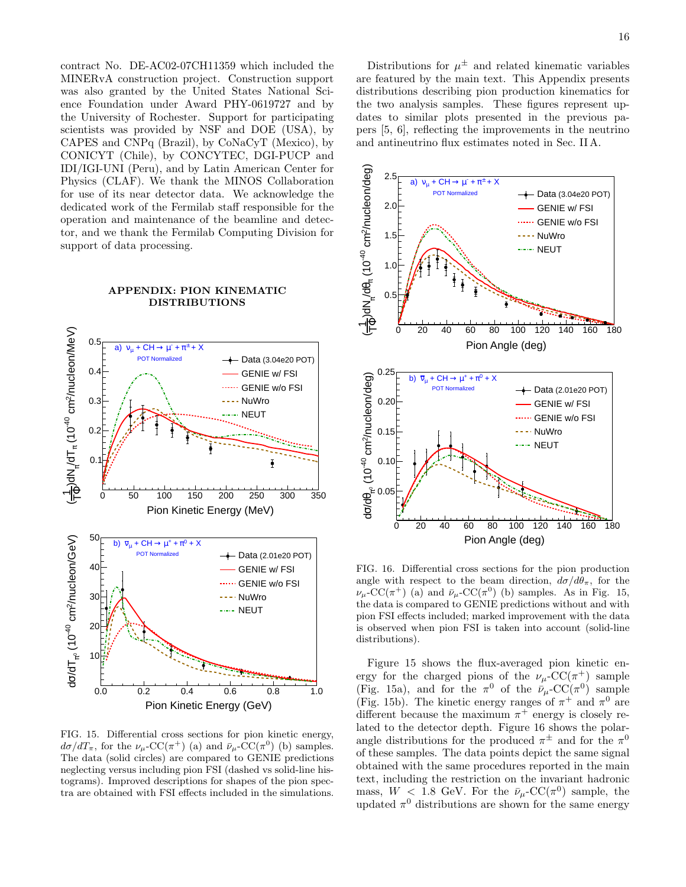contract No. DE-AC02-07CH11359 which included the MINERvA construction project. Construction support was also granted by the United States National Science Foundation under Award PHY-0619727 and by the University of Rochester. Support for participating scientists was provided by NSF and DOE (USA), by CAPES and CNPq (Brazil), by CoNaCyT (Mexico), by CONICYT (Chile), by CONCYTEC, DGI-PUCP and IDI/IGI-UNI (Peru), and by Latin American Center for Physics (CLAF). We thank the MINOS Collaboration for use of its near detector data. We acknowledge the dedicated work of the Fermilab staff responsible for the operation and maintenance of the beamline and detector, and we thank the Fermilab Computing Division for support of data processing.

## APPENDIX: PION KINEMATIC DISTRIBUTIONS

Distributions for $\mu^{\pm}$ and related kinematic variables are featured by the main text. This Appendix presents distributions describing pion production kinematics for the two analysis samples. These figures represent updates to similar plots presented in the previous papers [5, 6], reflecting the improvements in the neutrino and antineutrino flux estimates noted in Sec. II A.

FIG. 15. Differential cross sections for pion kinetic energy, $d\sigma/dT_{\pi}$, for the $\nu_{\mu}$-CC($\pi^{+}$) (a) and $\bar{\nu}_{\mu}$-CC($\pi^{0}$) (b) samples. The data (solid circles) are compared to GENIE predictions neglecting versus including pion FSI (dashed vs solid-line histograms). Improved descriptions for shapes of the pion spectra are obtained with FSI effects included in the simulations.

FIG. 16. Differential cross sections for the pion production angle with respect to the beam direction, $d\sigma/d\theta_{\pi}$, for the $\nu_{\mu}$-CC($\pi^{+}$) (a) and $\bar{\nu}_{\mu}$-CC($\pi^{0}$) (b) samples. As in Fig. 15, the data is compared to GENIE predictions without and with pion FSI effects included; marked improvement with the data is observed when pion FSI is taken into account (solid-line distributions).

Figure 15 shows the flux-averaged pion kinetic energy for the charged pions of the $\nu_{\mu}$-CC($\pi^{+}$) sample (Fig. 15a), and for the $\pi^{0}$ of the $\bar{\nu}_{\mu}$-CC($\pi^{0}$) sample (Fig. 15b). The kinetic energy ranges of $\pi^{+}$ and $\pi^{0}$ are different because the maximum $\pi^{+}$ energy is closely related to the detector depth. Figure 16 shows the polar-angle distributions for the produced $\pi^{\pm}$ and for the $\pi^{0}$ of these samples. The data points depict the same signal obtained with the same procedures reported in the main text, including the restriction on the invariant hadronic mass, $W$ < 1.8 GeV. For the $\bar{\nu}_{\mu}$-CC($\pi^{0}$) sample, the updated $\pi^{0}$ distributions are shown for the same energy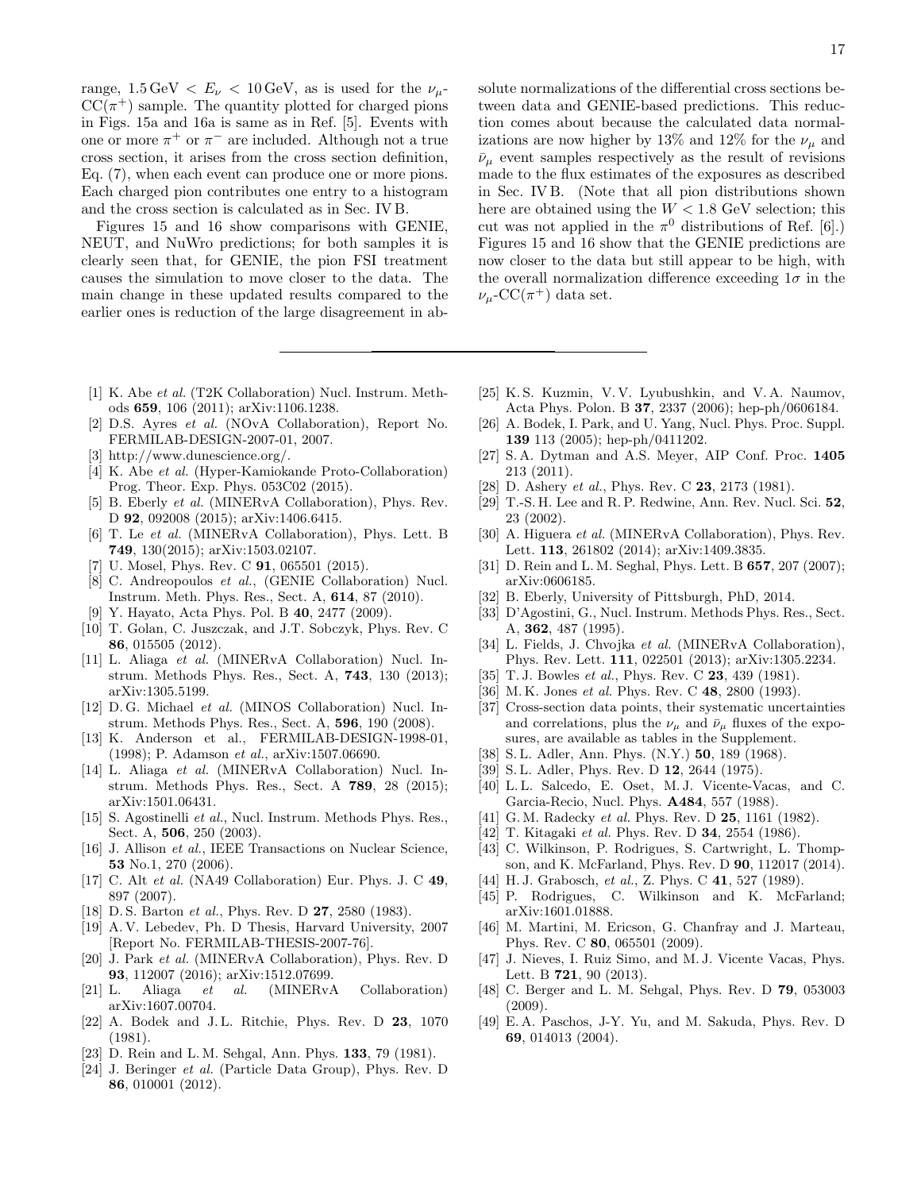range, $1.5\,\text{GeV} < E_\nu < 10\,\text{GeV}$, as is used for the $\nu_\mu$-CC($\pi^+$) sample. The quantity plotted for charged pions in Figs. 15a and 16a is same as in Ref. [5]. Events with one or more $\pi^+$ or $\pi^-$ are included. Although not a true cross section, it arises from the cross section definition, Eq. (7), when each event can produce one or more pions. Each charged pion contributes one entry to a histogram and the cross section is calculated as in Sec. IV B.

Figures 15 and 16 show comparisons with GENIE, NEUT, and NuWro predictions; for both samples it is clearly seen that, for GENIE, the pion FSI treatment causes the simulation to move closer to the data. The main change in these updated results compared to the earlier ones is reduction of the large disagreement in absolute normalizations of the differential cross sections between data and GENIE-based predictions. This reduction comes about because the calculated data normalizations are now higher by 13% and 12% for the $\nu_\mu$ and $\bar{\nu}_\mu$ event samples respectively as the result of revisions made to the flux estimates of the exposures as described in Sec. IV B. (Note that all pion distributions shown here are obtained using the $W < 1.8$ GeV selection; this cut was not applied in the $\pi^0$ distributions of Ref. [6].) Figures 15 and 16 show that the GENIE predictions are now closer to the data but still appear to be high, with the overall normalization difference exceeding $1\sigma$ in the $\nu_\mu$-CC($\pi^+$) data set.

---

[1] K. Abe *et al.* (T2K Collaboration) Nucl. Instrum. Methods **659**, 106 (2011); arXiv:1106.1238.

[2] D.S. Ayres *et al.* (NOvA Collaboration), Report No. FERMILAB-DESIGN-2007-01, 2007.

[3] http://www.dunescience.org/.

[4] K. Abe *et al.* (Hyper-Kamiokande Proto-Collaboration) Prog. Theor. Exp. Phys. 053C02 (2015).

[5] B. Eberly *et al.* (MINERvA Collaboration), Phys. Rev. D **92**, 092008 (2015); arXiv:1406.6415.

[6] T. Le *et al.* (MINERvA Collaboration), Phys. Lett. B **749**, 130(2015); arXiv:1503.02107.

[7] U. Mosel, Phys. Rev. C **91**, 065501 (2015).

[8] C. Andreopoulos *et al.*, (GENIE Collaboration) Nucl. Instrum. Meth. Phys. Res., Sect. A, **614**, 87 (2010).

[9] Y. Hayato, Acta Phys. Pol. B **40**, 2477 (2009).

[10] T. Golan, C. Juszczak, and J.T. Sobczyk, Phys. Rev. C **86**, 015505 (2012).

[11] L. Aliaga *et al.* (MINERvA Collaboration) Nucl. Instrum. Methods Phys. Res., Sect. A, **743**, 130 (2013); arXiv:1305.5199.

[12] D. G. Michael *et al.* (MINOS Collaboration) Nucl. Instrum. Methods Phys. Res., Sect. A, **596**, 190 (2008).

[13] K. Anderson et al., FERMILAB-DESIGN-1998-01, (1998); P. Adamson *et al.*, arXiv:1507.06690.

[14] L. Aliaga *et al.* (MINERvA Collaboration) Nucl. Instrum. Methods Phys. Res., Sect. A **789**, 28 (2015); arXiv:1501.06431.

[15] S. Agostinelli *et al.*, Nucl. Instrum. Methods Phys. Res., Sect. A, **506**, 250 (2003).

[16] J. Allison *et al.*, IEEE Transactions on Nuclear Science, **53** No.1, 270 (2006).

[17] C. Alt *et al.* (NA49 Collaboration) Eur. Phys. J. C **49**, 897 (2007).

[18] D. S. Barton *et al.*, Phys. Rev. D **27**, 2580 (1983).

[19] A. V. Lebedev, Ph. D Thesis, Harvard University, 2007 [Report No. FERMILAB-THESIS-2007-76].

[20] J. Park *et al.* (MINERvA Collaboration), Phys. Rev. D **93**, 112007 (2016); arXiv:1512.07699.

[21] L. Aliaga *et al.* (MINERvA Collaboration) arXiv:1607.00704.

[22] A. Bodek and J. L. Ritchie, Phys. Rev. D **23**, 1070 (1981).

[23] D. Rein and L. M. Sehgal, Ann. Phys. **133**, 79 (1981).

[24] J. Beringer *et al.* (Particle Data Group), Phys. Rev. D **86**, 010001 (2012).

[25] K. S. Kuzmin, V. V. Lyubushkin, and V. A. Naumov, Acta Phys. Polon. B **37**, 2337 (2006); hep-ph/0606184.

[26] A. Bodek, I. Park, and U. Yang, Nucl. Phys. Proc. Suppl. **139** 113 (2005); hep-ph/0411202.

[27] S. A. Dytman and A.S. Meyer, AIP Conf. Proc. **1405** 213 (2011).

[28] D. Ashery *et al.*, Phys. Rev. C **23**, 2173 (1981).

[29] T.-S. H. Lee and R. P. Redwine, Ann. Rev. Nucl. Sci. **52**, 23 (2002).

[30] A. Higuera *et al.* (MINERvA Collaboration), Phys. Rev. Lett. **113**, 261802 (2014); arXiv:1409.3835.

[31] D. Rein and L. M. Seghal, Phys. Lett. B **657**, 207 (2007); arXiv:0606185.

[32] B. Eberly, University of Pittsburgh, PhD, 2014.

[33] D'Agostini, G., Nucl. Instrum. Methods Phys. Res., Sect. A, **362**, 487 (1995).

[34] L. Fields, J. Chvojka *et al.* (MINERvA Collaboration), Phys. Rev. Lett. **111**, 022501 (2013); arXiv:1305.2234.

[35] T. J. Bowles *et al.*, Phys. Rev. C **23**, 439 (1981).

[36] M. K. Jones *et al.* Phys. Rev. C **48**, 2800 (1993).

[37] Cross-section data points, their systematic uncertainties and correlations, plus the $\nu_\mu$ and $\bar{\nu}_\mu$ fluxes of the exposures, are available as tables in the Supplement.

[38] S. L. Adler, Ann. Phys. (N.Y.) **50**, 189 (1968).

[39] S. L. Adler, Phys. Rev. D **12**, 2644 (1975).

[40] L. L. Salcedo, E. Oset, M. J. Vicente-Vacas, and C. Garcia-Recio, Nucl. Phys. **A484**, 557 (1988).

[41] G. M. Radecky *et al.* Phys. Rev. D **25**, 1161 (1982).

[42] T. Kitagaki *et al.* Phys. Rev. D **34**, 2554 (1986).

[43] C. Wilkinson, P. Rodrigues, S. Cartwright, L. Thompson, and K. McFarland, Phys. Rev. D **90**, 112017 (2014).

[44] H. J. Grabosch, *et al.*, Z. Phys. C **41**, 527 (1989).

[45] P. Rodrigues, C. Wilkinson and K. McFarland; arXiv:1601.01888.

[46] M. Martini, M. Ericson, G. Chanfray and J. Marteau, Phys. Rev. C **80**, 065501 (2009).

[47] J. Nieves, I. Ruiz Simo, and M. J. Vicente Vacas, Phys. Lett. B **721**, 90 (2013).

[48] C. Berger and L. M. Sehgal, Phys. Rev. D **79**, 053003 (2009).

[49] E. A. Paschos, J-Y. Yu, and M. Sakuda, Phys. Rev. D **69**, 014013 (2004).